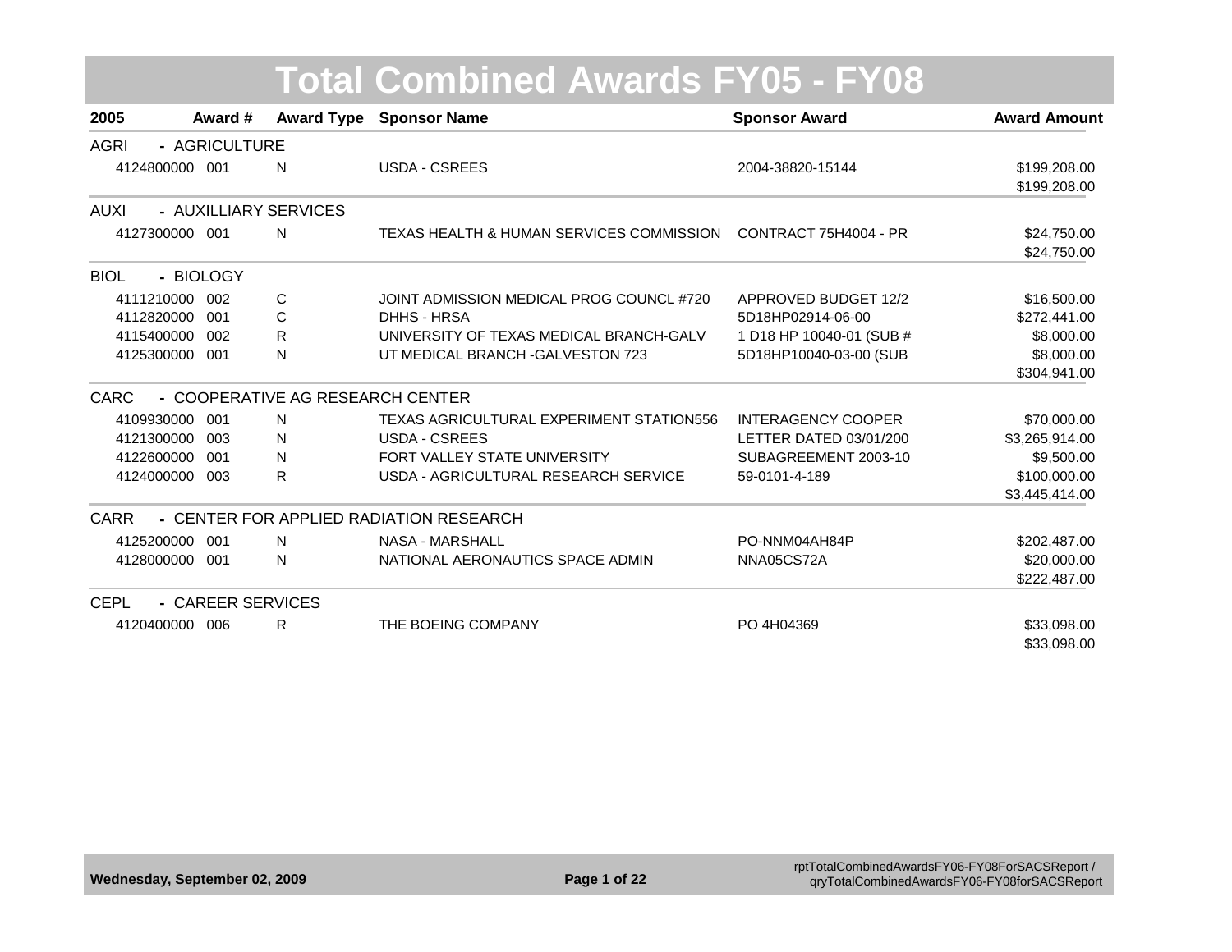# Total Combined Awards FY05 - FY08

| 2005 | Award # | Award Type | Sponsor Name | Sponsor Award | Award Amount |
|---|---|---|---|---|---|
| **AGRI - AGRICULTURE** | | | | | |
| 4124800000 | 001 | N | USDA - CSREES | 2004-38820-15144 | $199,208.00 |
| | | | | | $199,208.00 |
| **AUXI - AUXILLIARY SERVICES** | | | | | |
| 4127300000 | 001 | N | TEXAS HEALTH & HUMAN SERVICES COMMISSION | CONTRACT 75H4004 - PR | $24,750.00 |
| | | | | | $24,750.00 |
| **BIOL - BIOLOGY** | | | | | |
| 4111210000 | 002 | C | JOINT ADMISSION MEDICAL PROG COUNCL #720 | APPROVED BUDGET 12/2 | $16,500.00 |
| 4112820000 | 001 | C | DHHS - HRSA | 5D18HP02914-06-00 | $272,441.00 |
| 4115400000 | 002 | R | UNIVERSITY OF TEXAS MEDICAL BRANCH-GALV | 1 D18 HP 10040-01 (SUB # | $8,000.00 |
| 4125300000 | 001 | N | UT MEDICAL BRANCH -GALVESTON 723 | 5D18HP10040-03-00 (SUB | $8,000.00 |
| | | | | | $304,941.00 |
| **CARC - COOPERATIVE AG RESEARCH CENTER** | | | | | |
| 4109930000 | 001 | N | TEXAS AGRICULTURAL EXPERIMENT STATION556 | INTERAGENCY COOPER | $70,000.00 |
| 4121300000 | 003 | N | USDA - CSREES | LETTER DATED 03/01/200 | $3,265,914.00 |
| 4122600000 | 001 | N | FORT VALLEY STATE UNIVERSITY | SUBAGREEMENT 2003-10 | $9,500.00 |
| 4124000000 | 003 | R | USDA - AGRICULTURAL RESEARCH SERVICE | 59-0101-4-189 | $100,000.00 |
| | | | | | $3,445,414.00 |
| **CARR - CENTER FOR APPLIED RADIATION RESEARCH** | | | | | |
| 4125200000 | 001 | N | NASA - MARSHALL | PO-NNM04AH84P | $202,487.00 |
| 4128000000 | 001 | N | NATIONAL AERONAUTICS SPACE ADMIN | NNA05CS72A | $20,000.00 |
| | | | | | $222,487.00 |
| **CEPL - CAREER SERVICES** | | | | | |
| 4120400000 | 006 | R | THE BOEING COMPANY | PO 4H04369 | $33,098.00 |
| | | | | | $33,098.00 |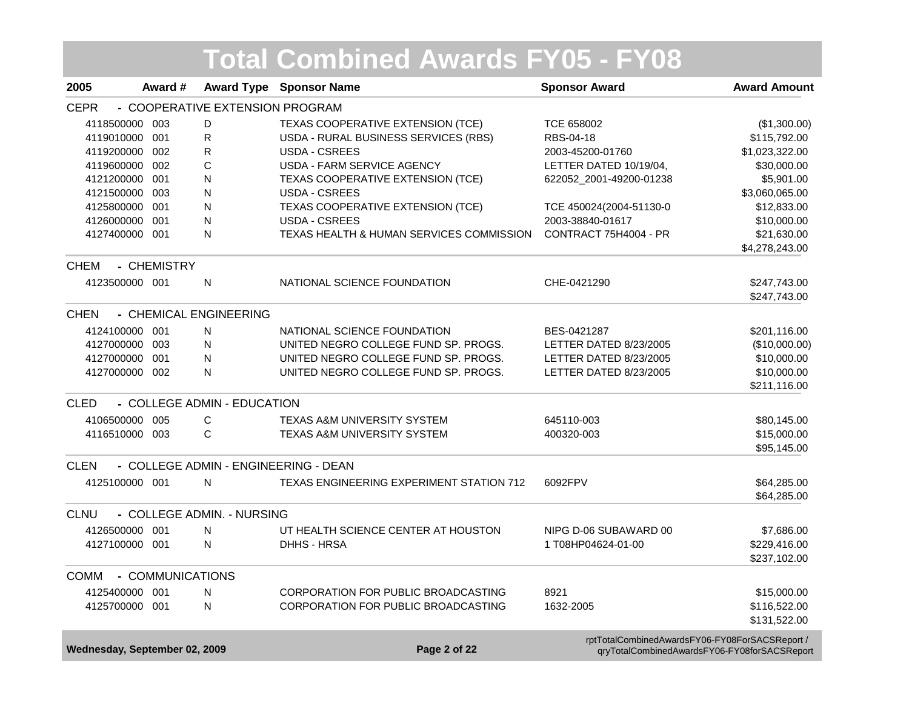# Total Combined Awards FY05 - FY08

| 2005 | Award # | Award Type | Sponsor Name | Sponsor Award | Award Amount |
|---|---|---|---|---|---|
| **CEPR - COOPERATIVE EXTENSION PROGRAM** | | | | | |
| 4118500000 | 003 | D | TEXAS COOPERATIVE EXTENSION (TCE) | TCE 658002 | ($1,300.00) |
| 4119010000 | 001 | R | USDA - RURAL BUSINESS SERVICES (RBS) | RBS-04-18 | $115,792.00 |
| 4119200000 | 002 | R | USDA - CSREES | 2003-45200-01760 | $1,023,322.00 |
| 4119600000 | 002 | C | USDA - FARM SERVICE AGENCY | LETTER DATED 10/19/04, | $30,000.00 |
| 4121200000 | 001 | N | TEXAS COOPERATIVE EXTENSION (TCE) | 622052_2001-49200-01238 | $5,901.00 |
| 4121500000 | 003 | N | USDA - CSREES | | $3,060,065.00 |
| 4125800000 | 001 | N | TEXAS COOPERATIVE EXTENSION (TCE) | TCE 450024(2004-51130-0 | $12,833.00 |
| 4126000000 | 001 | N | USDA - CSREES | 2003-38840-01617 | $10,000.00 |
| 4127400000 | 001 | N | TEXAS HEALTH & HUMAN SERVICES COMMISSION | CONTRACT 75H4004 - PR | $21,630.00 |
| | | | | | $4,278,243.00 |
| **CHEM - CHEMISTRY** | | | | | |
| 4123500000 | 001 | N | NATIONAL SCIENCE FOUNDATION | CHE-0421290 | $247,743.00 |
| | | | | | $247,743.00 |
| **CHEN - CHEMICAL ENGINEERING** | | | | | |
| 4124100000 | 001 | N | NATIONAL SCIENCE FOUNDATION | BES-0421287 | $201,116.00 |
| 4127000000 | 003 | N | UNITED NEGRO COLLEGE FUND SP. PROGS. | LETTER DATED 8/23/2005 | ($10,000.00) |
| 4127000000 | 001 | N | UNITED NEGRO COLLEGE FUND SP. PROGS. | LETTER DATED 8/23/2005 | $10,000.00 |
| 4127000000 | 002 | N | UNITED NEGRO COLLEGE FUND SP. PROGS. | LETTER DATED 8/23/2005 | $10,000.00 |
| | | | | | $211,116.00 |
| **CLED - COLLEGE ADMIN - EDUCATION** | | | | | |
| 4106500000 | 005 | C | TEXAS A&M UNIVERSITY SYSTEM | 645110-003 | $80,145.00 |
| 4116510000 | 003 | C | TEXAS A&M UNIVERSITY SYSTEM | 400320-003 | $15,000.00 |
| | | | | | $95,145.00 |
| **CLEN - COLLEGE ADMIN - ENGINEERING - DEAN** | | | | | |
| 4125100000 | 001 | N | TEXAS ENGINEERING EXPERIMENT STATION 712 | 6092FPV | $64,285.00 |
| | | | | | $64,285.00 |
| **CLNU - COLLEGE ADMIN. - NURSING** | | | | | |
| 4126500000 | 001 | N | UT HEALTH SCIENCE CENTER AT HOUSTON | NIPG D-06 SUBAWARD 00 | $7,686.00 |
| 4127100000 | 001 | N | DHHS - HRSA | 1 T08HP04624-01-00 | $229,416.00 |
| | | | | | $237,102.00 |
| **COMM - COMMUNICATIONS** | | | | | |
| 4125400000 | 001 | N | CORPORATION FOR PUBLIC BROADCASTING | 8921 | $15,000.00 |
| 4125700000 | 001 | N | CORPORATION FOR PUBLIC BROADCASTING | 1632-2005 | $116,522.00 |
| | | | | | $131,522.00 |

Wednesday, September 02, 2009

rptTotalCombinedAwardsFY06-FY08ForSACSReport / qryTotalCombinedAwardsFY06-FY08forSACSReport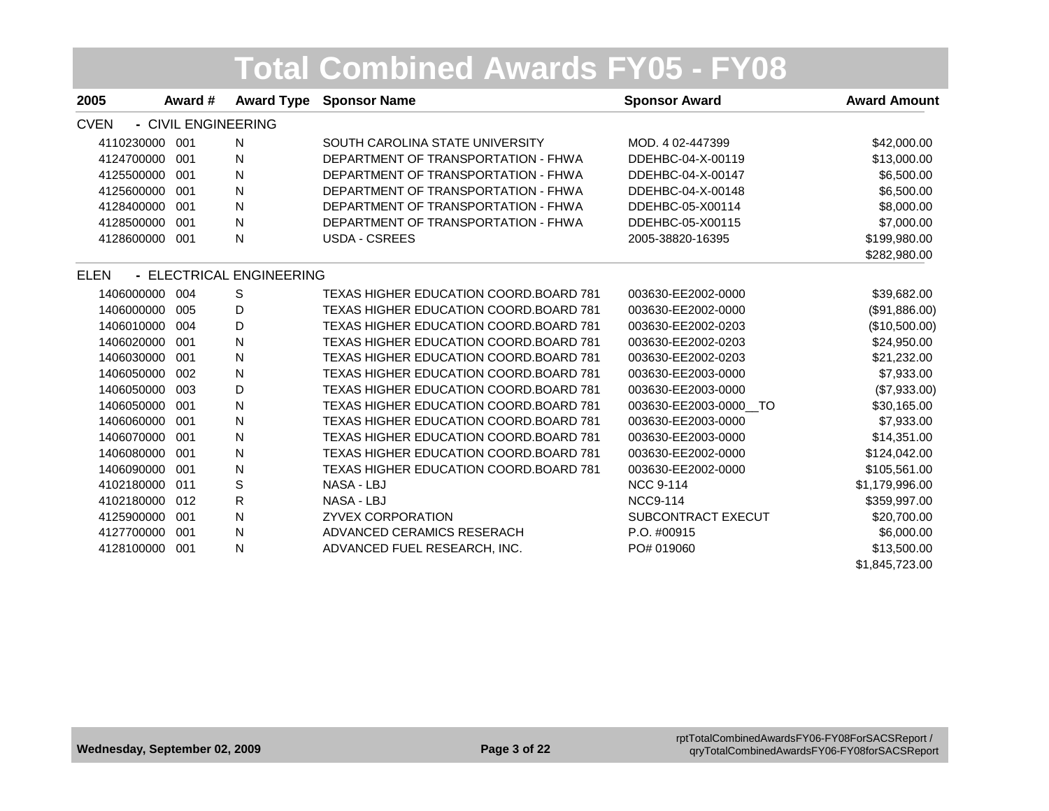# Total Combined Awards FY05 - FY08

| 2005 | Award # | Award Type | Sponsor Name | Sponsor Award | Award Amount |
|---|---|---|---|---|---|
| **CVEN - CIVIL ENGINEERING** | | | | | |
| 4110230000 | 001 | N | SOUTH CAROLINA STATE UNIVERSITY | MOD. 4 02-447399 | $42,000.00 |
| 4124700000 | 001 | N | DEPARTMENT OF TRANSPORTATION - FHWA | DDEHBC-04-X-00119 | $13,000.00 |
| 4125500000 | 001 | N | DEPARTMENT OF TRANSPORTATION - FHWA | DDEHBC-04-X-00147 | $6,500.00 |
| 4125600000 | 001 | N | DEPARTMENT OF TRANSPORTATION - FHWA | DDEHBC-04-X-00148 | $6,500.00 |
| 4128400000 | 001 | N | DEPARTMENT OF TRANSPORTATION - FHWA | DDEHBC-05-X00114 | $8,000.00 |
| 4128500000 | 001 | N | DEPARTMENT OF TRANSPORTATION - FHWA | DDEHBC-05-X00115 | $7,000.00 |
| 4128600000 | 001 | N | USDA - CSREES | 2005-38820-16395 | $199,980.00 |
| | | | | | $282,980.00 |
| **ELEN - ELECTRICAL ENGINEERING** | | | | | |
| 1406000000 | 004 | S | TEXAS HIGHER EDUCATION COORD.BOARD 781 | 003630-EE2002-0000 | $39,682.00 |
| 1406000000 | 005 | D | TEXAS HIGHER EDUCATION COORD.BOARD 781 | 003630-EE2002-0000 | ($91,886.00) |
| 1406010000 | 004 | D | TEXAS HIGHER EDUCATION COORD.BOARD 781 | 003630-EE2002-0203 | ($10,500.00) |
| 1406020000 | 001 | N | TEXAS HIGHER EDUCATION COORD.BOARD 781 | 003630-EE2002-0203 | $24,950.00 |
| 1406030000 | 001 | N | TEXAS HIGHER EDUCATION COORD.BOARD 781 | 003630-EE2002-0203 | $21,232.00 |
| 1406050000 | 002 | N | TEXAS HIGHER EDUCATION COORD.BOARD 781 | 003630-EE2003-0000 | $7,933.00 |
| 1406050000 | 003 | D | TEXAS HIGHER EDUCATION COORD.BOARD 781 | 003630-EE2003-0000 | ($7,933.00) |
| 1406050000 | 001 | N | TEXAS HIGHER EDUCATION COORD.BOARD 781 | 003630-EE2003-0000__TO | $30,165.00 |
| 1406060000 | 001 | N | TEXAS HIGHER EDUCATION COORD.BOARD 781 | 003630-EE2003-0000 | $7,933.00 |
| 1406070000 | 001 | N | TEXAS HIGHER EDUCATION COORD.BOARD 781 | 003630-EE2003-0000 | $14,351.00 |
| 1406080000 | 001 | N | TEXAS HIGHER EDUCATION COORD.BOARD 781 | 003630-EE2002-0000 | $124,042.00 |
| 1406090000 | 001 | N | TEXAS HIGHER EDUCATION COORD.BOARD 781 | 003630-EE2002-0000 | $105,561.00 |
| 4102180000 | 011 | S | NASA - LBJ | NCC 9-114 | $1,179,996.00 |
| 4102180000 | 012 | R | NASA - LBJ | NCC9-114 | $359,997.00 |
| 4125900000 | 001 | N | ZYVEX CORPORATION | SUBCONTRACT EXECUT | $20,700.00 |
| 4127700000 | 001 | N | ADVANCED CERAMICS RESERACH | P.O. #00915 | $6,000.00 |
| 4128100000 | 001 | N | ADVANCED FUEL RESEARCH, INC. | PO# 019060 | $13,500.00 |
| | | | | | $1,845,723.00 |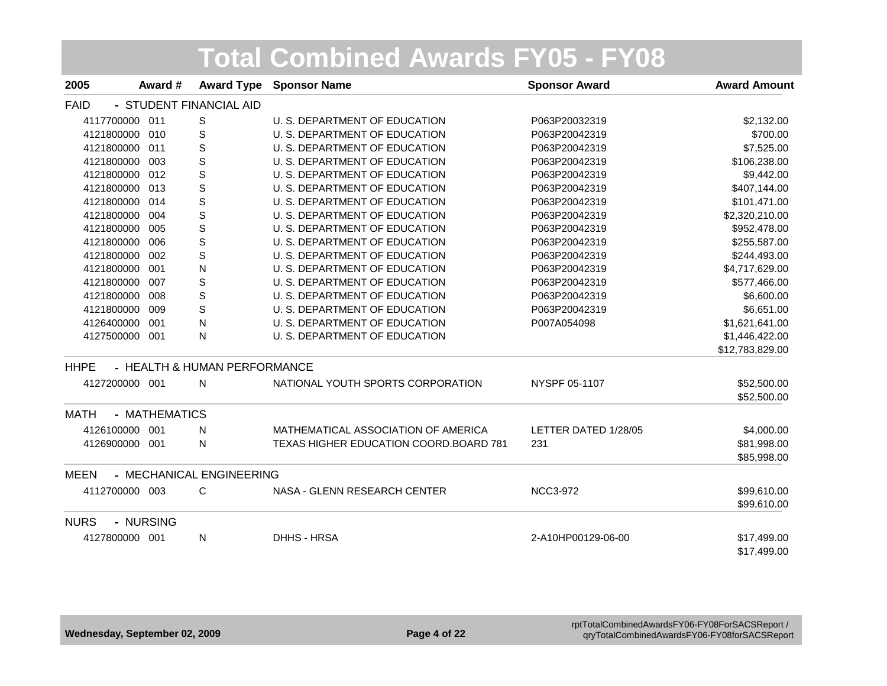# Total Combined Awards FY05 - FY08

| 2005 | Award # | Award Type | Sponsor Name | Sponsor Award | Award Amount |
|---|---|---|---|---|---|
| **FAID - STUDENT FINANCIAL AID** | | | | | |
| 4117700000 | 011 | S | U. S. DEPARTMENT OF EDUCATION | P063P20032319 | $2,132.00 |
| 4121800000 | 010 | S | U. S. DEPARTMENT OF EDUCATION | P063P20042319 | $700.00 |
| 4121800000 | 011 | S | U. S. DEPARTMENT OF EDUCATION | P063P20042319 | $7,525.00 |
| 4121800000 | 003 | S | U. S. DEPARTMENT OF EDUCATION | P063P20042319 | $106,238.00 |
| 4121800000 | 012 | S | U. S. DEPARTMENT OF EDUCATION | P063P20042319 | $9,442.00 |
| 4121800000 | 013 | S | U. S. DEPARTMENT OF EDUCATION | P063P20042319 | $407,144.00 |
| 4121800000 | 014 | S | U. S. DEPARTMENT OF EDUCATION | P063P20042319 | $101,471.00 |
| 4121800000 | 004 | S | U. S. DEPARTMENT OF EDUCATION | P063P20042319 | $2,320,210.00 |
| 4121800000 | 005 | S | U. S. DEPARTMENT OF EDUCATION | P063P20042319 | $952,478.00 |
| 4121800000 | 006 | S | U. S. DEPARTMENT OF EDUCATION | P063P20042319 | $255,587.00 |
| 4121800000 | 002 | S | U. S. DEPARTMENT OF EDUCATION | P063P20042319 | $244,493.00 |
| 4121800000 | 001 | N | U. S. DEPARTMENT OF EDUCATION | P063P20042319 | $4,717,629.00 |
| 4121800000 | 007 | S | U. S. DEPARTMENT OF EDUCATION | P063P20042319 | $577,466.00 |
| 4121800000 | 008 | S | U. S. DEPARTMENT OF EDUCATION | P063P20042319 | $6,600.00 |
| 4121800000 | 009 | S | U. S. DEPARTMENT OF EDUCATION | P063P20042319 | $6,651.00 |
| 4126400000 | 001 | N | U. S. DEPARTMENT OF EDUCATION | P007A054098 | $1,621,641.00 |
| 4127500000 | 001 | N | U. S. DEPARTMENT OF EDUCATION | | $1,446,422.00 |
| | | | | | $12,783,829.00 |
| **HHPE - HEALTH & HUMAN PERFORMANCE** | | | | | |
| 4127200000 | 001 | N | NATIONAL YOUTH SPORTS CORPORATION | NYSPF 05-1107 | $52,500.00 |
| | | | | | $52,500.00 |
| **MATH - MATHEMATICS** | | | | | |
| 4126100000 | 001 | N | MATHEMATICAL ASSOCIATION OF AMERICA | LETTER DATED 1/28/05 | $4,000.00 |
| 4126900000 | 001 | N | TEXAS HIGHER EDUCATION COORD.BOARD 781 | 231 | $81,998.00 |
| | | | | | $85,998.00 |
| **MEEN - MECHANICAL ENGINEERING** | | | | | |
| 4112700000 | 003 | C | NASA - GLENN RESEARCH CENTER | NCC3-972 | $99,610.00 |
| | | | | | $99,610.00 |
| **NURS - NURSING** | | | | | |
| 4127800000 | 001 | N | DHHS - HRSA | 2-A10HP00129-06-00 | $17,499.00 |
| | | | | | $17,499.00 |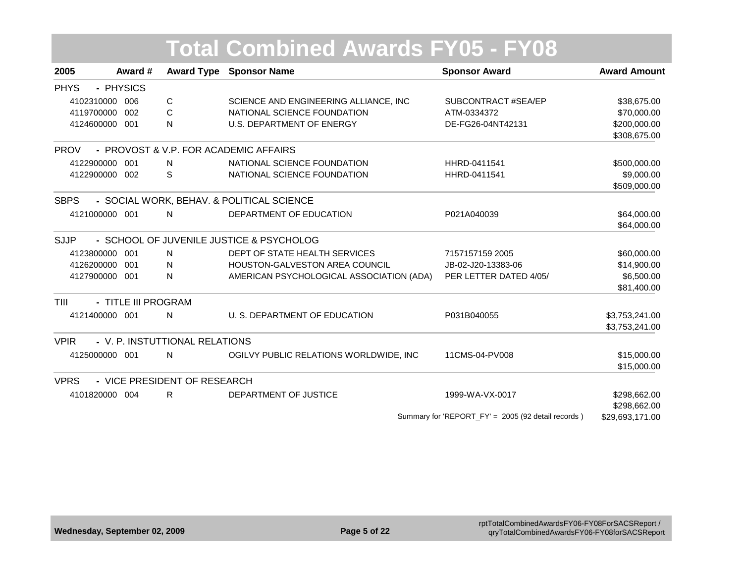# Total Combined Awards FY05 - FY08

| 2005 | Award # | Award Type | Sponsor Name | Sponsor Award | Award Amount |
|---|---|---|---|---|---|
| **PHYS - PHYSICS** | | | | | |
| 4102310000 | 006 | C | SCIENCE AND ENGINEERING ALLIANCE, INC | SUBCONTRACT #SEA/EP | $38,675.00 |
| 4119700000 | 002 | C | NATIONAL SCIENCE FOUNDATION | ATM-0334372 | $70,000.00 |
| 4124600000 | 001 | N | U.S. DEPARTMENT OF ENERGY | DE-FG26-04NT42131 | $200,000.00 |
| | | | | | $308,675.00 |
| **PROV - PROVOST & V.P. FOR ACADEMIC AFFAIRS** | | | | | |
| 4122900000 | 001 | N | NATIONAL SCIENCE FOUNDATION | HHRD-0411541 | $500,000.00 |
| 4122900000 | 002 | S | NATIONAL SCIENCE FOUNDATION | HHRD-0411541 | $9,000.00 |
| | | | | | $509,000.00 |
| **SBPS - SOCIAL WORK, BEHAV. & POLITICAL SCIENCE** | | | | | |
| 4121000000 | 001 | N | DEPARTMENT OF EDUCATION | P021A040039 | $64,000.00 |
| | | | | | $64,000.00 |
| **SJJP - SCHOOL OF JUVENILE JUSTICE & PSYCHOLOG** | | | | | |
| 4123800000 | 001 | N | DEPT OF STATE HEALTH SERVICES | 7157157159 2005 | $60,000.00 |
| 4126200000 | 001 | N | HOUSTON-GALVESTON AREA COUNCIL | JB-02-J20-13383-06 | $14,900.00 |
| 4127900000 | 001 | N | AMERICAN PSYCHOLOGICAL ASSOCIATION (ADA) | PER LETTER DATED 4/05/ | $6,500.00 |
| | | | | | $81,400.00 |
| **TIII - TITLE III PROGRAM** | | | | | |
| 4121400000 | 001 | N | U. S. DEPARTMENT OF EDUCATION | P031B040055 | $3,753,241.00 |
| | | | | | $3,753,241.00 |
| **VPIR - V. P. INSTUTTIONAL RELATIONS** | | | | | |
| 4125000000 | 001 | N | OGILVY PUBLIC RELATIONS WORLDWIDE, INC | 11CMS-04-PV008 | $15,000.00 |
| | | | | | $15,000.00 |
| **VPRS - VICE PRESIDENT OF RESEARCH** | | | | | |
| 4101820000 | 004 | R | DEPARTMENT OF JUSTICE | 1999-WA-VX-0017 | $298,662.00 |
| | | | | | $298,662.00 |
| | | | | Summary for 'REPORT_FY' = 2005 (92 detail records ) | $29,693,171.00 |

Wednesday, September 02, 2009

rptTotalCombinedAwardsFY06-FY08ForSACSReport / qryTotalCombinedAwardsFY06-FY08forSACSReport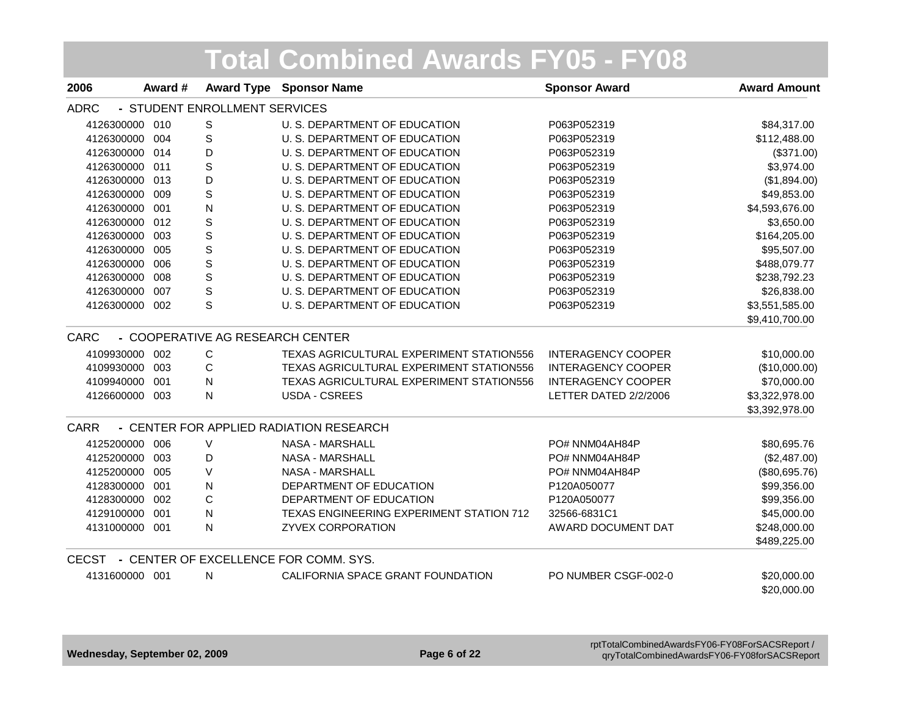# Total Combined Awards FY05 - FY08

| 2006 | Award # | Award Type | Sponsor Name | Sponsor Award | Award Amount |
|---|---|---|---|---|---|
| **ADRC - STUDENT ENROLLMENT SERVICES** | | | | | |
| 4126300000 | 010 | S | U. S. DEPARTMENT OF EDUCATION | P063P052319 | $84,317.00 |
| 4126300000 | 004 | S | U. S. DEPARTMENT OF EDUCATION | P063P052319 | $112,488.00 |
| 4126300000 | 014 | D | U. S. DEPARTMENT OF EDUCATION | P063P052319 | ($371.00) |
| 4126300000 | 011 | S | U. S. DEPARTMENT OF EDUCATION | P063P052319 | $3,974.00 |
| 4126300000 | 013 | D | U. S. DEPARTMENT OF EDUCATION | P063P052319 | ($1,894.00) |
| 4126300000 | 009 | S | U. S. DEPARTMENT OF EDUCATION | P063P052319 | $49,853.00 |
| 4126300000 | 001 | N | U. S. DEPARTMENT OF EDUCATION | P063P052319 | $4,593,676.00 |
| 4126300000 | 012 | S | U. S. DEPARTMENT OF EDUCATION | P063P052319 | $3,650.00 |
| 4126300000 | 003 | S | U. S. DEPARTMENT OF EDUCATION | P063P052319 | $164,205.00 |
| 4126300000 | 005 | S | U. S. DEPARTMENT OF EDUCATION | P063P052319 | $95,507.00 |
| 4126300000 | 006 | S | U. S. DEPARTMENT OF EDUCATION | P063P052319 | $488,079.77 |
| 4126300000 | 008 | S | U. S. DEPARTMENT OF EDUCATION | P063P052319 | $238,792.23 |
| 4126300000 | 007 | S | U. S. DEPARTMENT OF EDUCATION | P063P052319 | $26,838.00 |
| 4126300000 | 002 | S | U. S. DEPARTMENT OF EDUCATION | P063P052319 | $3,551,585.00 |
| | | | | | $9,410,700.00 |
| **CARC - COOPERATIVE AG RESEARCH CENTER** | | | | | |
| 4109930000 | 002 | C | TEXAS AGRICULTURAL EXPERIMENT STATION556 | INTERAGENCY COOPER | $10,000.00 |
| 4109930000 | 003 | C | TEXAS AGRICULTURAL EXPERIMENT STATION556 | INTERAGENCY COOPER | ($10,000.00) |
| 4109940000 | 001 | N | TEXAS AGRICULTURAL EXPERIMENT STATION556 | INTERAGENCY COOPER | $70,000.00 |
| 4126600000 | 003 | N | USDA - CSREES | LETTER DATED 2/2/2006 | $3,322,978.00 |
| | | | | | $3,392,978.00 |
| **CARR - CENTER FOR APPLIED RADIATION RESEARCH** | | | | | |
| 4125200000 | 006 | V | NASA - MARSHALL | PO# NNM04AH84P | $80,695.76 |
| 4125200000 | 003 | D | NASA - MARSHALL | PO# NNM04AH84P | ($2,487.00) |
| 4125200000 | 005 | V | NASA - MARSHALL | PO# NNM04AH84P | ($80,695.76) |
| 4128300000 | 001 | N | DEPARTMENT OF EDUCATION | P120A050077 | $99,356.00 |
| 4128300000 | 002 | C | DEPARTMENT OF EDUCATION | P120A050077 | $99,356.00 |
| 4129100000 | 001 | N | TEXAS ENGINEERING EXPERIMENT STATION 712 | 32566-6831C1 | $45,000.00 |
| 4131000000 | 001 | N | ZYVEX CORPORATION | AWARD DOCUMENT DAT | $248,000.00 |
| | | | | | $489,225.00 |
| **CECST - CENTER OF EXCELLENCE FOR COMM. SYS.** | | | | | |
| 4131600000 | 001 | N | CALIFORNIA SPACE GRANT FOUNDATION | PO NUMBER CSGF-002-0 | $20,000.00 |
| | | | | | $20,000.00 |

Wednesday, September 02, 2009

rptTotalCombinedAwardsFY06-FY08ForSACSReport / qryTotalCombinedAwardsFY06-FY08forSACSReport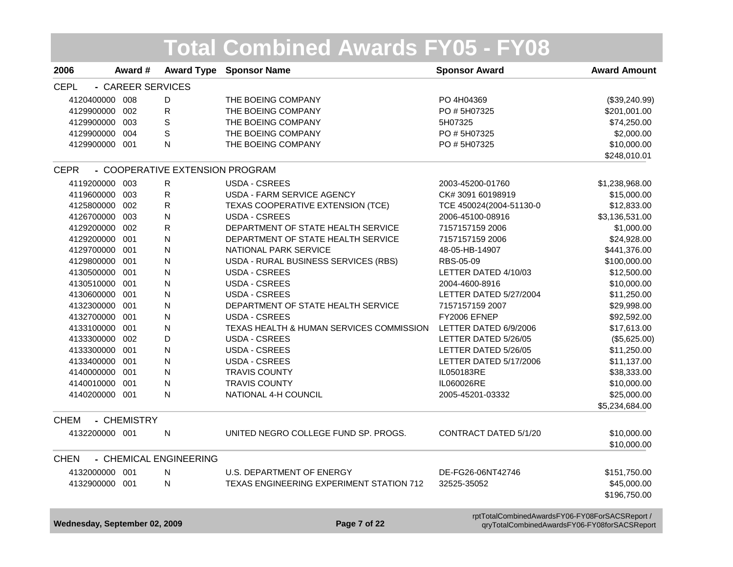# Total Combined Awards FY05 - FY08

| 2006 | Award # | Award Type | Sponsor Name | Sponsor Award | Award Amount |
|---|---|---|---|---|---|
| **CEPL - CAREER SERVICES** | | | | | |
| 4120400000 | 008 | D | THE BOEING COMPANY | PO 4H04369 | ($39,240.99) |
| 4129900000 | 002 | R | THE BOEING COMPANY | PO # 5H07325 | $201,001.00 |
| 4129900000 | 003 | S | THE BOEING COMPANY | 5H07325 | $74,250.00 |
| 4129900000 | 004 | S | THE BOEING COMPANY | PO # 5H07325 | $2,000.00 |
| 4129900000 | 001 | N | THE BOEING COMPANY | PO # 5H07325 | $10,000.00 |
| | | | | | $248,010.01 |
| **CEPR - COOPERATIVE EXTENSION PROGRAM** | | | | | |
| 4119200000 | 003 | R | USDA - CSREES | 2003-45200-01760 | $1,238,968.00 |
| 4119600000 | 003 | R | USDA - FARM SERVICE AGENCY | CK# 3091 60198919 | $15,000.00 |
| 4125800000 | 002 | R | TEXAS COOPERATIVE EXTENSION (TCE) | TCE 450024(2004-51130-0 | $12,833.00 |
| 4126700000 | 003 | N | USDA - CSREES | 2006-45100-08916 | $3,136,531.00 |
| 4129200000 | 002 | R | DEPARTMENT OF STATE HEALTH SERVICE | 7157157159 2006 | $1,000.00 |
| 4129200000 | 001 | N | DEPARTMENT OF STATE HEALTH SERVICE | 7157157159 2006 | $24,928.00 |
| 4129700000 | 001 | N | NATIONAL PARK SERVICE | 48-05-HB-14907 | $441,376.00 |
| 4129800000 | 001 | N | USDA - RURAL BUSINESS SERVICES (RBS) | RBS-05-09 | $100,000.00 |
| 4130500000 | 001 | N | USDA - CSREES | LETTER DATED 4/10/03 | $12,500.00 |
| 4130510000 | 001 | N | USDA - CSREES | 2004-4600-8916 | $10,000.00 |
| 4130600000 | 001 | N | USDA - CSREES | LETTER DATED 5/27/2004 | $11,250.00 |
| 4132300000 | 001 | N | DEPARTMENT OF STATE HEALTH SERVICE | 7157157159 2007 | $29,998.00 |
| 4132700000 | 001 | N | USDA - CSREES | FY2006 EFNEP | $92,592.00 |
| 4133100000 | 001 | N | TEXAS HEALTH & HUMAN SERVICES COMMISSION | LETTER DATED 6/9/2006 | $17,613.00 |
| 4133300000 | 002 | D | USDA - CSREES | LETTER DATED 5/26/05 | ($5,625.00) |
| 4133300000 | 001 | N | USDA - CSREES | LETTER DATED 5/26/05 | $11,250.00 |
| 4133400000 | 001 | N | USDA - CSREES | LETTER DATED 5/17/2006 | $11,137.00 |
| 4140000000 | 001 | N | TRAVIS COUNTY | IL050183RE | $38,333.00 |
| 4140010000 | 001 | N | TRAVIS COUNTY | IL060026RE | $10,000.00 |
| 4140200000 | 001 | N | NATIONAL 4-H COUNCIL | 2005-45201-03332 | $25,000.00 |
| | | | | | $5,234,684.00 |
| **CHEM - CHEMISTRY** | | | | | |
| 4132200000 | 001 | N | UNITED NEGRO COLLEGE FUND SP. PROGS. | CONTRACT DATED 5/1/20 | $10,000.00 |
| | | | | | $10,000.00 |
| **CHEN - CHEMICAL ENGINEERING** | | | | | |
| 4132000000 | 001 | N | U.S. DEPARTMENT OF ENERGY | DE-FG26-06NT42746 | $151,750.00 |
| 4132900000 | 001 | N | TEXAS ENGINEERING EXPERIMENT STATION 712 | 32525-35052 | $45,000.00 |
| | | | | | $196,750.00 |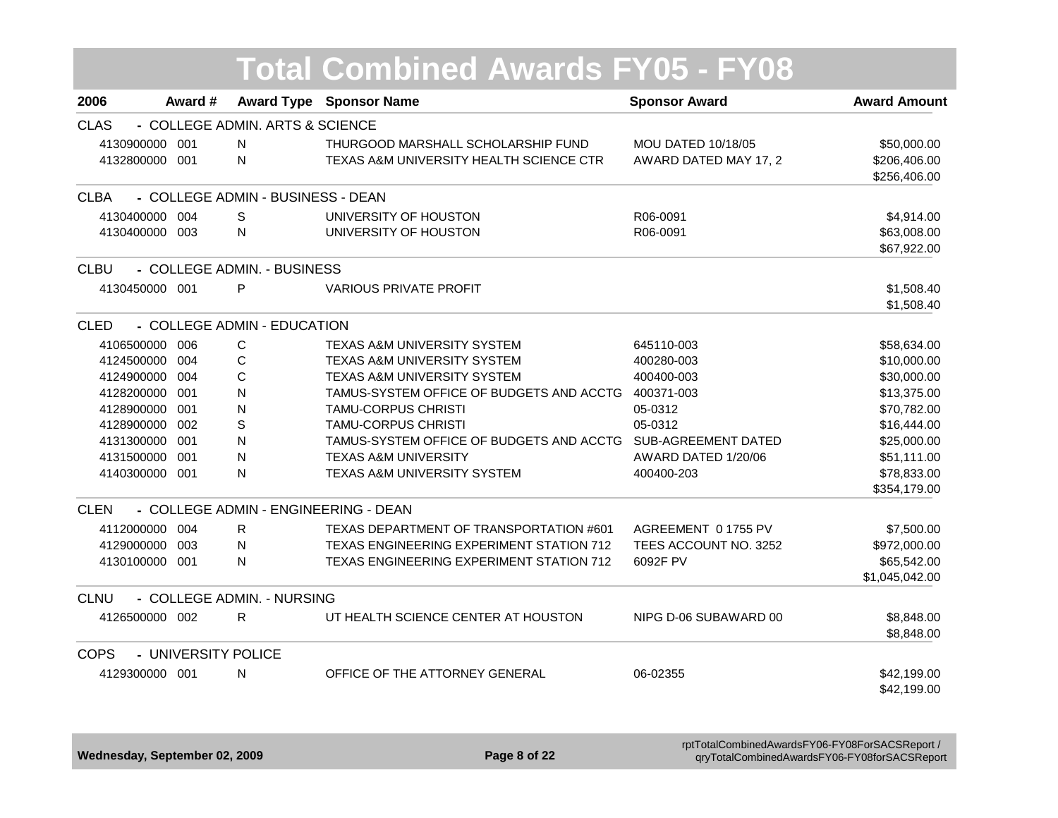# Total Combined Awards FY05 - FY08

| 2006 | Award # | Award Type | Sponsor Name | Sponsor Award | Award Amount |
|---|---|---|---|---|---|
| **CLAS - COLLEGE ADMIN. ARTS & SCIENCE** | | | | | |
| 4130900000 | 001 | N | THURGOOD MARSHALL SCHOLARSHIP FUND | MOU DATED 10/18/05 | $50,000.00 |
| 4132800000 | 001 | N | TEXAS A&M UNIVERSITY HEALTH SCIENCE CTR | AWARD DATED MAY 17, 2 | $206,406.00 |
| | | | | | $256,406.00 |
| **CLBA - COLLEGE ADMIN - BUSINESS - DEAN** | | | | | |
| 4130400000 | 004 | S | UNIVERSITY OF HOUSTON | R06-0091 | $4,914.00 |
| 4130400000 | 003 | N | UNIVERSITY OF HOUSTON | R06-0091 | $63,008.00 |
| | | | | | $67,922.00 |
| **CLBU - COLLEGE ADMIN. - BUSINESS** | | | | | |
| 4130450000 | 001 | P | VARIOUS PRIVATE PROFIT | | $1,508.40 |
| | | | | | $1,508.40 |
| **CLED - COLLEGE ADMIN - EDUCATION** | | | | | |
| 4106500000 | 006 | C | TEXAS A&M UNIVERSITY SYSTEM | 645110-003 | $58,634.00 |
| 4124500000 | 004 | C | TEXAS A&M UNIVERSITY SYSTEM | 400280-003 | $10,000.00 |
| 4124900000 | 004 | C | TEXAS A&M UNIVERSITY SYSTEM | 400400-003 | $30,000.00 |
| 4128200000 | 001 | N | TAMUS-SYSTEM OFFICE OF BUDGETS AND ACCTG | 400371-003 | $13,375.00 |
| 4128900000 | 001 | N | TAMU-CORPUS CHRISTI | 05-0312 | $70,782.00 |
| 4128900000 | 002 | S | TAMU-CORPUS CHRISTI | 05-0312 | $16,444.00 |
| 4131300000 | 001 | N | TAMUS-SYSTEM OFFICE OF BUDGETS AND ACCTG | SUB-AGREEMENT DATED | $25,000.00 |
| 4131500000 | 001 | N | TEXAS A&M UNIVERSITY | AWARD DATED 1/20/06 | $51,111.00 |
| 4140300000 | 001 | N | TEXAS A&M UNIVERSITY SYSTEM | 400400-203 | $78,833.00 |
| | | | | | $354,179.00 |
| **CLEN - COLLEGE ADMIN - ENGINEERING - DEAN** | | | | | |
| 4112000000 | 004 | R | TEXAS DEPARTMENT OF TRANSPORTATION #601 | AGREEMENT 0 1755 PV | $7,500.00 |
| 4129000000 | 003 | N | TEXAS ENGINEERING EXPERIMENT STATION 712 | TEES ACCOUNT NO. 3252 | $972,000.00 |
| 4130100000 | 001 | N | TEXAS ENGINEERING EXPERIMENT STATION 712 | 6092F PV | $65,542.00 |
| | | | | | $1,045,042.00 |
| **CLNU - COLLEGE ADMIN. - NURSING** | | | | | |
| 4126500000 | 002 | R | UT HEALTH SCIENCE CENTER AT HOUSTON | NIPG D-06 SUBAWARD 00 | $8,848.00 |
| | | | | | $8,848.00 |
| **COPS - UNIVERSITY POLICE** | | | | | |
| 4129300000 | 001 | N | OFFICE OF THE ATTORNEY GENERAL | 06-02355 | $42,199.00 |
| | | | | | $42,199.00 |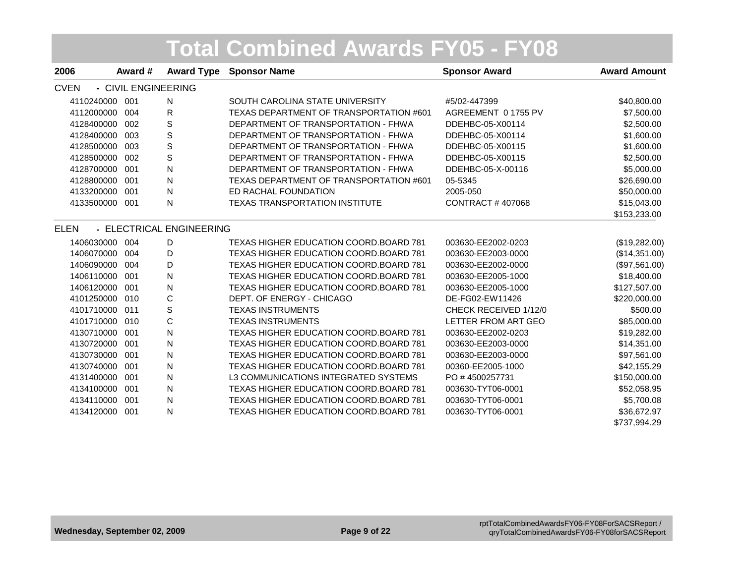# Total Combined Awards FY05 - FY08

| 2006 | Award # | Award Type | Sponsor Name | Sponsor Award | Award Amount |
|---|---|---|---|---|---|
| **CVEN - CIVIL ENGINEERING** | | | | | |
| 4110240000 | 001 | N | SOUTH CAROLINA STATE UNIVERSITY | #5/02-447399 | $40,800.00 |
| 4112000000 | 004 | R | TEXAS DEPARTMENT OF TRANSPORTATION #601 | AGREEMENT 0 1755 PV | $7,500.00 |
| 4128400000 | 002 | S | DEPARTMENT OF TRANSPORTATION - FHWA | DDEHBC-05-X00114 | $2,500.00 |
| 4128400000 | 003 | S | DEPARTMENT OF TRANSPORTATION - FHWA | DDEHBC-05-X00114 | $1,600.00 |
| 4128500000 | 003 | S | DEPARTMENT OF TRANSPORTATION - FHWA | DDEHBC-05-X00115 | $1,600.00 |
| 4128500000 | 002 | S | DEPARTMENT OF TRANSPORTATION - FHWA | DDEHBC-05-X00115 | $2,500.00 |
| 4128700000 | 001 | N | DEPARTMENT OF TRANSPORTATION - FHWA | DDEHBC-05-X-00116 | $5,000.00 |
| 4128800000 | 001 | N | TEXAS DEPARTMENT OF TRANSPORTATION #601 | 05-5345 | $26,690.00 |
| 4133200000 | 001 | N | ED RACHAL FOUNDATION | 2005-050 | $50,000.00 |
| 4133500000 | 001 | N | TEXAS TRANSPORTATION INSTITUTE | CONTRACT # 407068 | $15,043.00 |
| | | | | | $153,233.00 |
| **ELEN - ELECTRICAL ENGINEERING** | | | | | |
| 1406030000 | 004 | D | TEXAS HIGHER EDUCATION COORD.BOARD 781 | 003630-EE2002-0203 | ($19,282.00) |
| 1406070000 | 004 | D | TEXAS HIGHER EDUCATION COORD.BOARD 781 | 003630-EE2003-0000 | ($14,351.00) |
| 1406090000 | 004 | D | TEXAS HIGHER EDUCATION COORD.BOARD 781 | 003630-EE2002-0000 | ($97,561.00) |
| 1406110000 | 001 | N | TEXAS HIGHER EDUCATION COORD.BOARD 781 | 003630-EE2005-1000 | $18,400.00 |
| 1406120000 | 001 | N | TEXAS HIGHER EDUCATION COORD.BOARD 781 | 003630-EE2005-1000 | $127,507.00 |
| 4101250000 | 010 | C | DEPT. OF ENERGY - CHICAGO | DE-FG02-EW11426 | $220,000.00 |
| 4101710000 | 011 | S | TEXAS INSTRUMENTS | CHECK RECEIVED 1/12/0 | $500.00 |
| 4101710000 | 010 | C | TEXAS INSTRUMENTS | LETTER FROM ART GEO | $85,000.00 |
| 4130710000 | 001 | N | TEXAS HIGHER EDUCATION COORD.BOARD 781 | 003630-EE2002-0203 | $19,282.00 |
| 4130720000 | 001 | N | TEXAS HIGHER EDUCATION COORD.BOARD 781 | 003630-EE2003-0000 | $14,351.00 |
| 4130730000 | 001 | N | TEXAS HIGHER EDUCATION COORD.BOARD 781 | 003630-EE2003-0000 | $97,561.00 |
| 4130740000 | 001 | N | TEXAS HIGHER EDUCATION COORD.BOARD 781 | 00360-EE2005-1000 | $42,155.29 |
| 4131400000 | 001 | N | L3 COMMUNICATIONS INTEGRATED SYSTEMS | PO # 4500257731 | $150,000.00 |
| 4134100000 | 001 | N | TEXAS HIGHER EDUCATION COORD.BOARD 781 | 003630-TYT06-0001 | $52,058.95 |
| 4134110000 | 001 | N | TEXAS HIGHER EDUCATION COORD.BOARD 781 | 003630-TYT06-0001 | $5,700.08 |
| 4134120000 | 001 | N | TEXAS HIGHER EDUCATION COORD.BOARD 781 | 003630-TYT06-0001 | $36,672.97 |
| | | | | | $737,994.29 |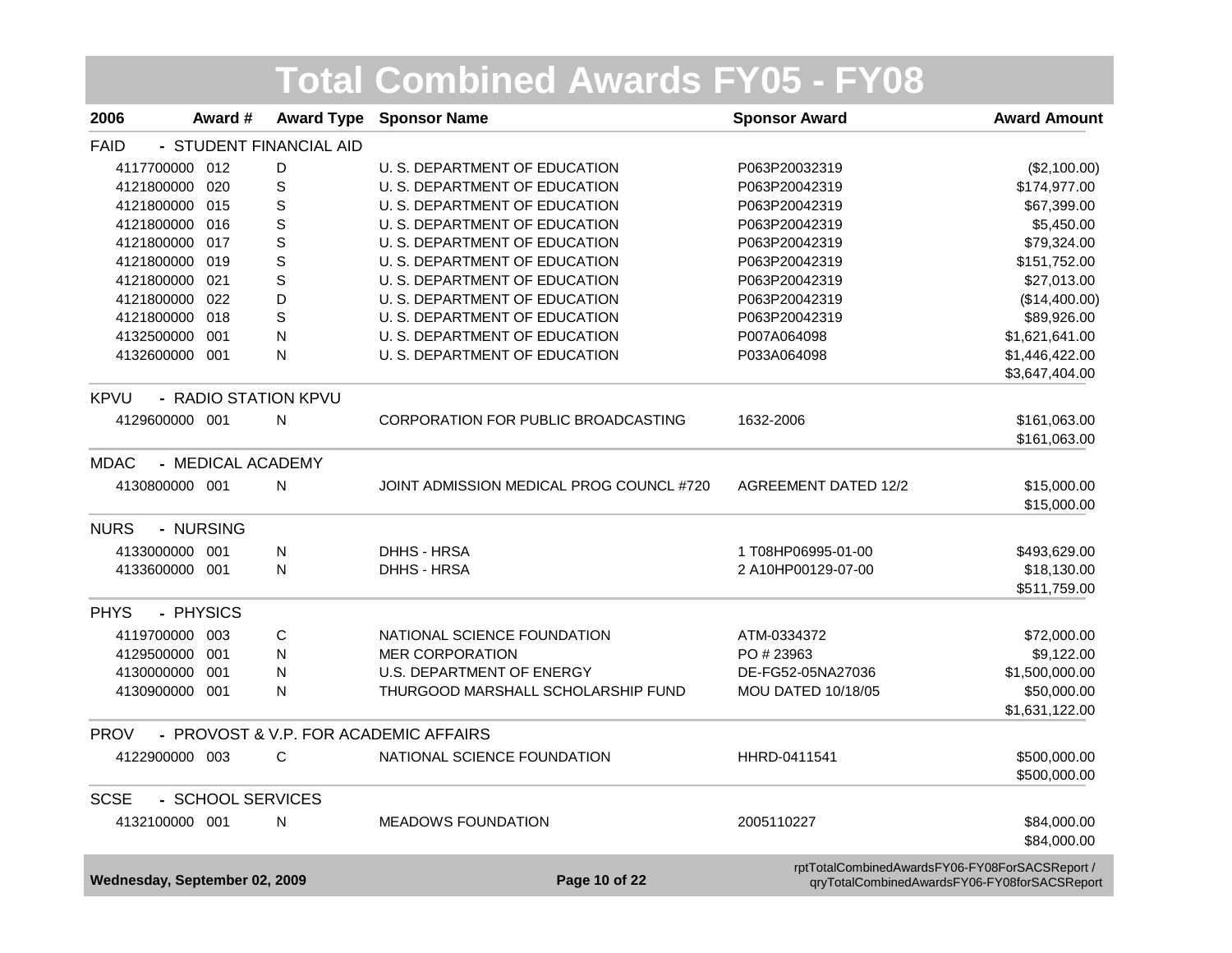# Total Combined Awards FY05 - FY08

| 2006 | Award # | Award Type | Sponsor Name | Sponsor Award | Award Amount |
|---|---|---|---|---|---|
| **FAID - STUDENT FINANCIAL AID** | | | | | |
| 4117700000 | 012 | D | U. S. DEPARTMENT OF EDUCATION | P063P20032319 | ($2,100.00) |
| 4121800000 | 020 | S | U. S. DEPARTMENT OF EDUCATION | P063P20042319 | $174,977.00 |
| 4121800000 | 015 | S | U. S. DEPARTMENT OF EDUCATION | P063P20042319 | $67,399.00 |
| 4121800000 | 016 | S | U. S. DEPARTMENT OF EDUCATION | P063P20042319 | $5,450.00 |
| 4121800000 | 017 | S | U. S. DEPARTMENT OF EDUCATION | P063P20042319 | $79,324.00 |
| 4121800000 | 019 | S | U. S. DEPARTMENT OF EDUCATION | P063P20042319 | $151,752.00 |
| 4121800000 | 021 | S | U. S. DEPARTMENT OF EDUCATION | P063P20042319 | $27,013.00 |
| 4121800000 | 022 | D | U. S. DEPARTMENT OF EDUCATION | P063P20042319 | ($14,400.00) |
| 4121800000 | 018 | S | U. S. DEPARTMENT OF EDUCATION | P063P20042319 | $89,926.00 |
| 4132500000 | 001 | N | U. S. DEPARTMENT OF EDUCATION | P007A064098 | $1,621,641.00 |
| 4132600000 | 001 | N | U. S. DEPARTMENT OF EDUCATION | P033A064098 | $1,446,422.00 |
| | | | | | $3,647,404.00 |
| **KPVU - RADIO STATION KPVU** | | | | | |
| 4129600000 | 001 | N | CORPORATION FOR PUBLIC BROADCASTING | 1632-2006 | $161,063.00 |
| | | | | | $161,063.00 |
| **MDAC - MEDICAL ACADEMY** | | | | | |
| 4130800000 | 001 | N | JOINT ADMISSION MEDICAL PROG COUNCL #720 | AGREEMENT DATED 12/2 | $15,000.00 |
| | | | | | $15,000.00 |
| **NURS - NURSING** | | | | | |
| 4133000000 | 001 | N | DHHS - HRSA | 1 T08HP06995-01-00 | $493,629.00 |
| 4133600000 | 001 | N | DHHS - HRSA | 2 A10HP00129-07-00 | $18,130.00 |
| | | | | | $511,759.00 |
| **PHYS - PHYSICS** | | | | | |
| 4119700000 | 003 | C | NATIONAL SCIENCE FOUNDATION | ATM-0334372 | $72,000.00 |
| 4129500000 | 001 | N | MER CORPORATION | PO # 23963 | $9,122.00 |
| 4130000000 | 001 | N | U.S. DEPARTMENT OF ENERGY | DE-FG52-05NA27036 | $1,500,000.00 |
| 4130900000 | 001 | N | THURGOOD MARSHALL SCHOLARSHIP FUND | MOU DATED 10/18/05 | $50,000.00 |
| | | | | | $1,631,122.00 |
| **PROV - PROVOST & V.P. FOR ACADEMIC AFFAIRS** | | | | | |
| 4122900000 | 003 | C | NATIONAL SCIENCE FOUNDATION | HHRD-0411541 | $500,000.00 |
| | | | | | $500,000.00 |
| **SCSE - SCHOOL SERVICES** | | | | | |
| 4132100000 | 001 | N | MEADOWS FOUNDATION | 2005110227 | $84,000.00 |
| | | | | | $84,000.00 |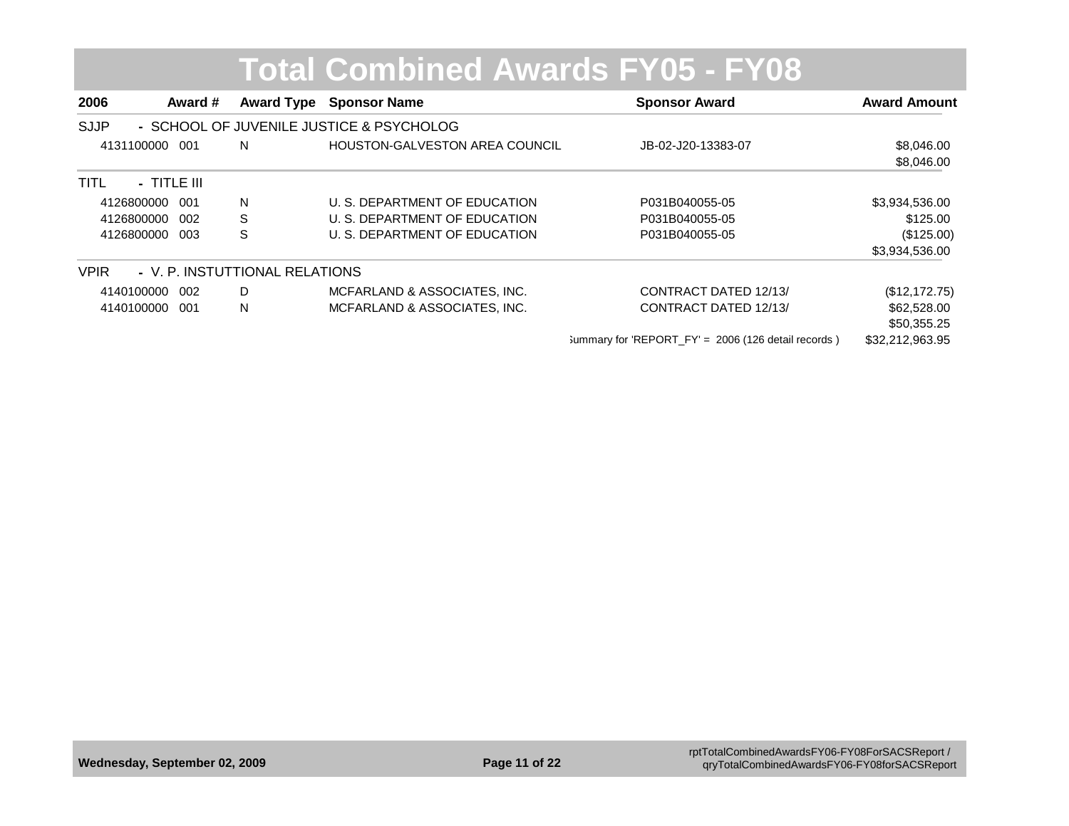# Total Combined Awards FY05 - FY08

| 2006 | Award # | Award Type | Sponsor Name | Sponsor Award | Award Amount |
|---|---|---|---|---|---|
| **SJJP - SCHOOL OF JUVENILE JUSTICE & PSYCHOLOG** | | | | | |
| 4131100000 | 001 | N | HOUSTON-GALVESTON AREA COUNCIL | JB-02-J20-13383-07 | $8,046.00 |
| | | | | | $8,046.00 |
| **TITL - TITLE III** | | | | | |
| 4126800000 | 001 | N | U. S. DEPARTMENT OF EDUCATION | P031B040055-05 | $3,934,536.00 |
| 4126800000 | 002 | S | U. S. DEPARTMENT OF EDUCATION | P031B040055-05 | $125.00 |
| 4126800000 | 003 | S | U. S. DEPARTMENT OF EDUCATION | P031B040055-05 | ($125.00) |
| | | | | | $3,934,536.00 |
| **VPIR - V. P. INSTUTTIONAL RELATIONS** | | | | | |
| 4140100000 | 002 | D | MCFARLAND & ASSOCIATES, INC. | CONTRACT DATED 12/13/ | ($12,172.75) |
| 4140100000 | 001 | N | MCFARLAND & ASSOCIATES, INC. | CONTRACT DATED 12/13/ | $62,528.00 |
| | | | | | $50,355.25 |
| | | | | Summary for 'REPORT_FY' = 2006 (126 detail records ) | $32,212,963.95 |

Wednesday, September 02, 2009

rptTotalCombinedAwardsFY06-FY08ForSACSReport / qryTotalCombinedAwardsFY06-FY08forSACSReport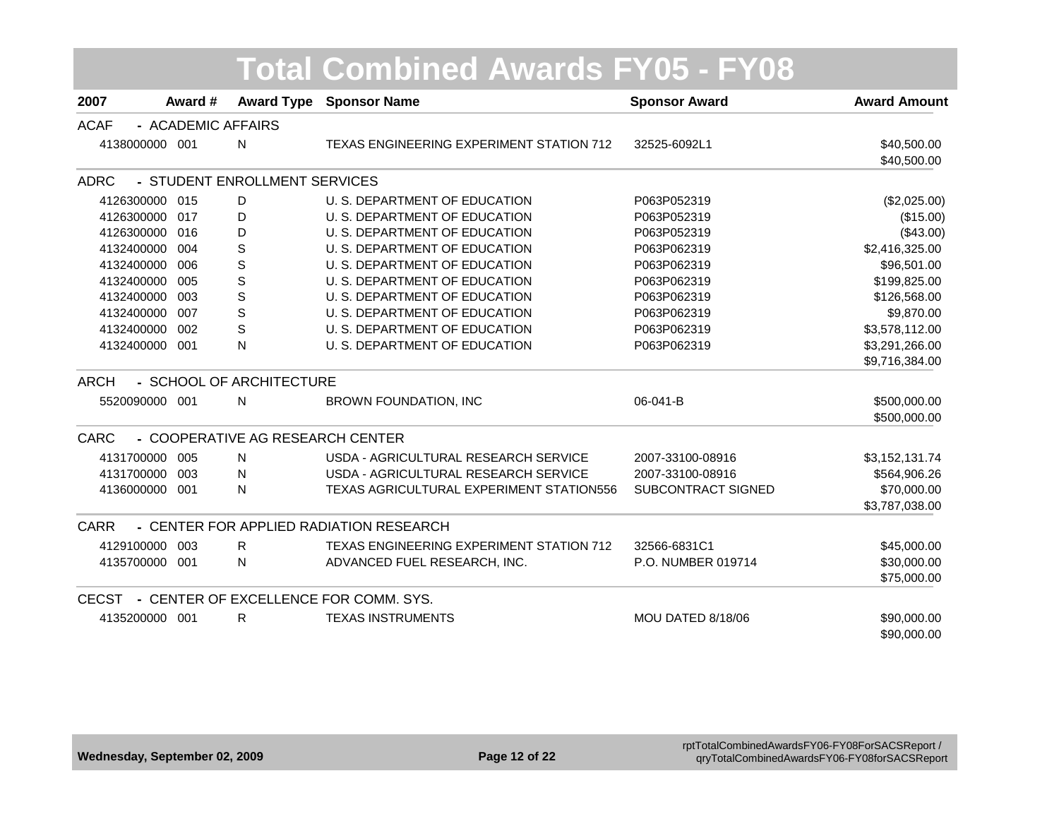# Total Combined Awards FY05 - FY08

| 2007 | Award # | Award Type | Sponsor Name | Sponsor Award | Award Amount |
|---|---|---|---|---|---|
| **ACAF - ACADEMIC AFFAIRS** | | | | | |
| 4138000000 | 001 | N | TEXAS ENGINEERING EXPERIMENT STATION 712 | 32525-6092L1 | $40,500.00 |
| | | | | | $40,500.00 |
| **ADRC - STUDENT ENROLLMENT SERVICES** | | | | | |
| 4126300000 | 015 | D | U. S. DEPARTMENT OF EDUCATION | P063P052319 | ($2,025.00) |
| 4126300000 | 017 | D | U. S. DEPARTMENT OF EDUCATION | P063P052319 | ($15.00) |
| 4126300000 | 016 | D | U. S. DEPARTMENT OF EDUCATION | P063P052319 | ($43.00) |
| 4132400000 | 004 | S | U. S. DEPARTMENT OF EDUCATION | P063P062319 | $2,416,325.00 |
| 4132400000 | 006 | S | U. S. DEPARTMENT OF EDUCATION | P063P062319 | $96,501.00 |
| 4132400000 | 005 | S | U. S. DEPARTMENT OF EDUCATION | P063P062319 | $199,825.00 |
| 4132400000 | 003 | S | U. S. DEPARTMENT OF EDUCATION | P063P062319 | $126,568.00 |
| 4132400000 | 007 | S | U. S. DEPARTMENT OF EDUCATION | P063P062319 | $9,870.00 |
| 4132400000 | 002 | S | U. S. DEPARTMENT OF EDUCATION | P063P062319 | $3,578,112.00 |
| 4132400000 | 001 | N | U. S. DEPARTMENT OF EDUCATION | P063P062319 | $3,291,266.00 |
| | | | | | $9,716,384.00 |
| **ARCH - SCHOOL OF ARCHITECTURE** | | | | | |
| 5520090000 | 001 | N | BROWN FOUNDATION, INC | 06-041-B | $500,000.00 |
| | | | | | $500,000.00 |
| **CARC - COOPERATIVE AG RESEARCH CENTER** | | | | | |
| 4131700000 | 005 | N | USDA - AGRICULTURAL RESEARCH SERVICE | 2007-33100-08916 | $3,152,131.74 |
| 4131700000 | 003 | N | USDA - AGRICULTURAL RESEARCH SERVICE | 2007-33100-08916 | $564,906.26 |
| 4136000000 | 001 | N | TEXAS AGRICULTURAL EXPERIMENT STATION556 | SUBCONTRACT SIGNED | $70,000.00 |
| | | | | | $3,787,038.00 |
| **CARR - CENTER FOR APPLIED RADIATION RESEARCH** | | | | | |
| 4129100000 | 003 | R | TEXAS ENGINEERING EXPERIMENT STATION 712 | 32566-6831C1 | $45,000.00 |
| 4135700000 | 001 | N | ADVANCED FUEL RESEARCH, INC. | P.O. NUMBER 019714 | $30,000.00 |
| | | | | | $75,000.00 |
| **CECST - CENTER OF EXCELLENCE FOR COMM. SYS.** | | | | | |
| 4135200000 | 001 | R | TEXAS INSTRUMENTS | MOU DATED 8/18/06 | $90,000.00 |
| | | | | | $90,000.00 |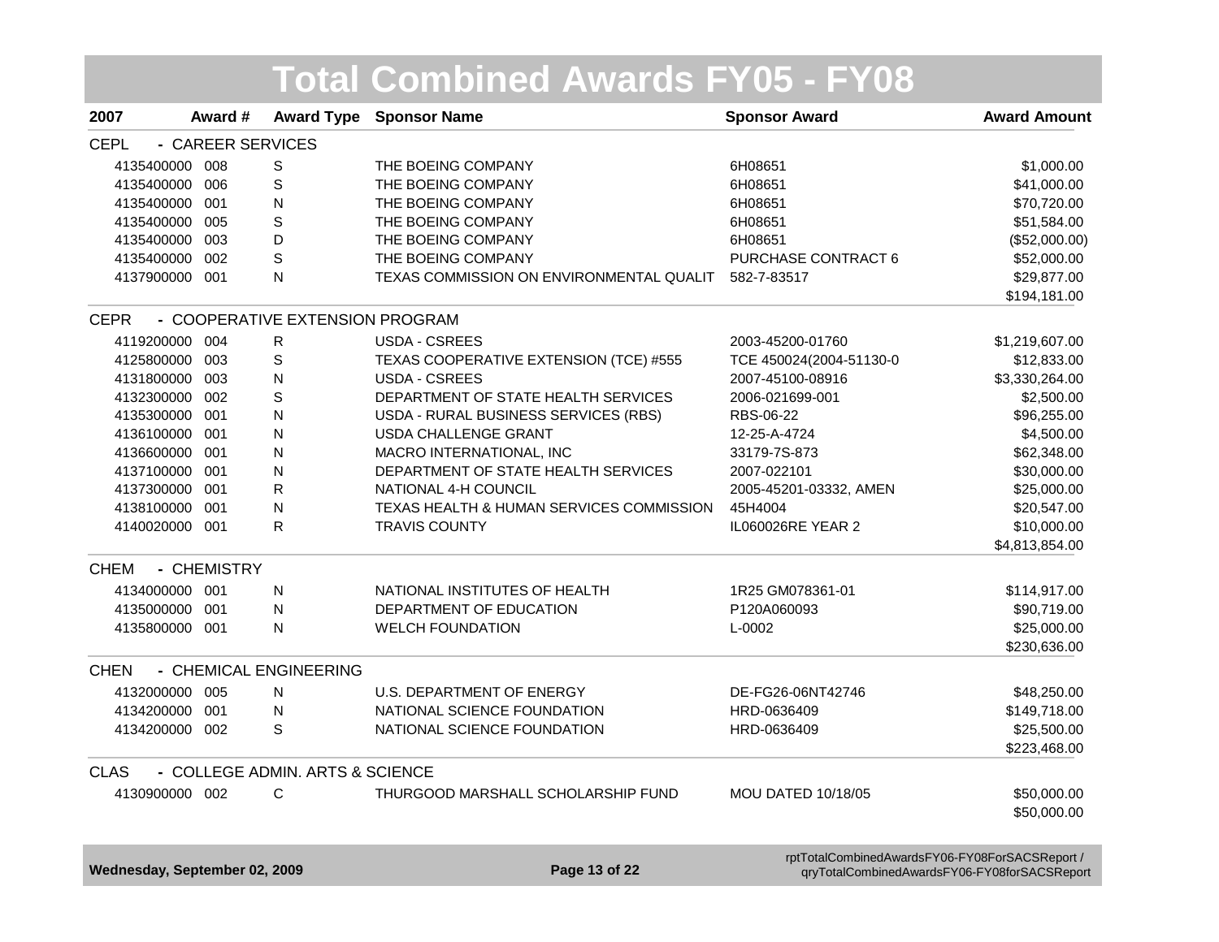# Total Combined Awards FY05 - FY08

| 2007 | Award # | Award Type | Sponsor Name | Sponsor Award | Award Amount |
|---|---|---|---|---|---|
| **CEPL - CAREER SERVICES** | | | | | |
| 4135400000 | 008 | S | THE BOEING COMPANY | 6H08651 | $1,000.00 |
| 4135400000 | 006 | S | THE BOEING COMPANY | 6H08651 | $41,000.00 |
| 4135400000 | 001 | N | THE BOEING COMPANY | 6H08651 | $70,720.00 |
| 4135400000 | 005 | S | THE BOEING COMPANY | 6H08651 | $51,584.00 |
| 4135400000 | 003 | D | THE BOEING COMPANY | 6H08651 | ($52,000.00) |
| 4135400000 | 002 | S | THE BOEING COMPANY | PURCHASE CONTRACT 6 | $52,000.00 |
| 4137900000 | 001 | N | TEXAS COMMISSION ON ENVIRONMENTAL QUALIT | 582-7-83517 | $29,877.00 |
| | | | | | $194,181.00 |
| **CEPR - COOPERATIVE EXTENSION PROGRAM** | | | | | |
| 4119200000 | 004 | R | USDA - CSREES | 2003-45200-01760 | $1,219,607.00 |
| 4125800000 | 003 | S | TEXAS COOPERATIVE EXTENSION (TCE) #555 | TCE 450024(2004-51130-0 | $12,833.00 |
| 4131800000 | 003 | N | USDA - CSREES | 2007-45100-08916 | $3,330,264.00 |
| 4132300000 | 002 | S | DEPARTMENT OF STATE HEALTH SERVICES | 2006-021699-001 | $2,500.00 |
| 4135300000 | 001 | N | USDA - RURAL BUSINESS SERVICES (RBS) | RBS-06-22 | $96,255.00 |
| 4136100000 | 001 | N | USDA CHALLENGE GRANT | 12-25-A-4724 | $4,500.00 |
| 4136600000 | 001 | N | MACRO INTERNATIONAL, INC | 33179-7S-873 | $62,348.00 |
| 4137100000 | 001 | N | DEPARTMENT OF STATE HEALTH SERVICES | 2007-022101 | $30,000.00 |
| 4137300000 | 001 | R | NATIONAL 4-H COUNCIL | 2005-45201-03332, AMEN | $25,000.00 |
| 4138100000 | 001 | N | TEXAS HEALTH & HUMAN SERVICES COMMISSION | 45H4004 | $20,547.00 |
| 4140020000 | 001 | R | TRAVIS COUNTY | IL060026RE YEAR 2 | $10,000.00 |
| | | | | | $4,813,854.00 |
| **CHEM - CHEMISTRY** | | | | | |
| 4134000000 | 001 | N | NATIONAL INSTITUTES OF HEALTH | 1R25 GM078361-01 | $114,917.00 |
| 4135000000 | 001 | N | DEPARTMENT OF EDUCATION | P120A060093 | $90,719.00 |
| 4135800000 | 001 | N | WELCH FOUNDATION | L-0002 | $25,000.00 |
| | | | | | $230,636.00 |
| **CHEN - CHEMICAL ENGINEERING** | | | | | |
| 4132000000 | 005 | N | U.S. DEPARTMENT OF ENERGY | DE-FG26-06NT42746 | $48,250.00 |
| 4134200000 | 001 | N | NATIONAL SCIENCE FOUNDATION | HRD-0636409 | $149,718.00 |
| 4134200000 | 002 | S | NATIONAL SCIENCE FOUNDATION | HRD-0636409 | $25,500.00 |
| | | | | | $223,468.00 |
| **CLAS - COLLEGE ADMIN. ARTS & SCIENCE** | | | | | |
| 4130900000 | 002 | C | THURGOOD MARSHALL SCHOLARSHIP FUND | MOU DATED 10/18/05 | $50,000.00 |
| | | | | | $50,000.00 |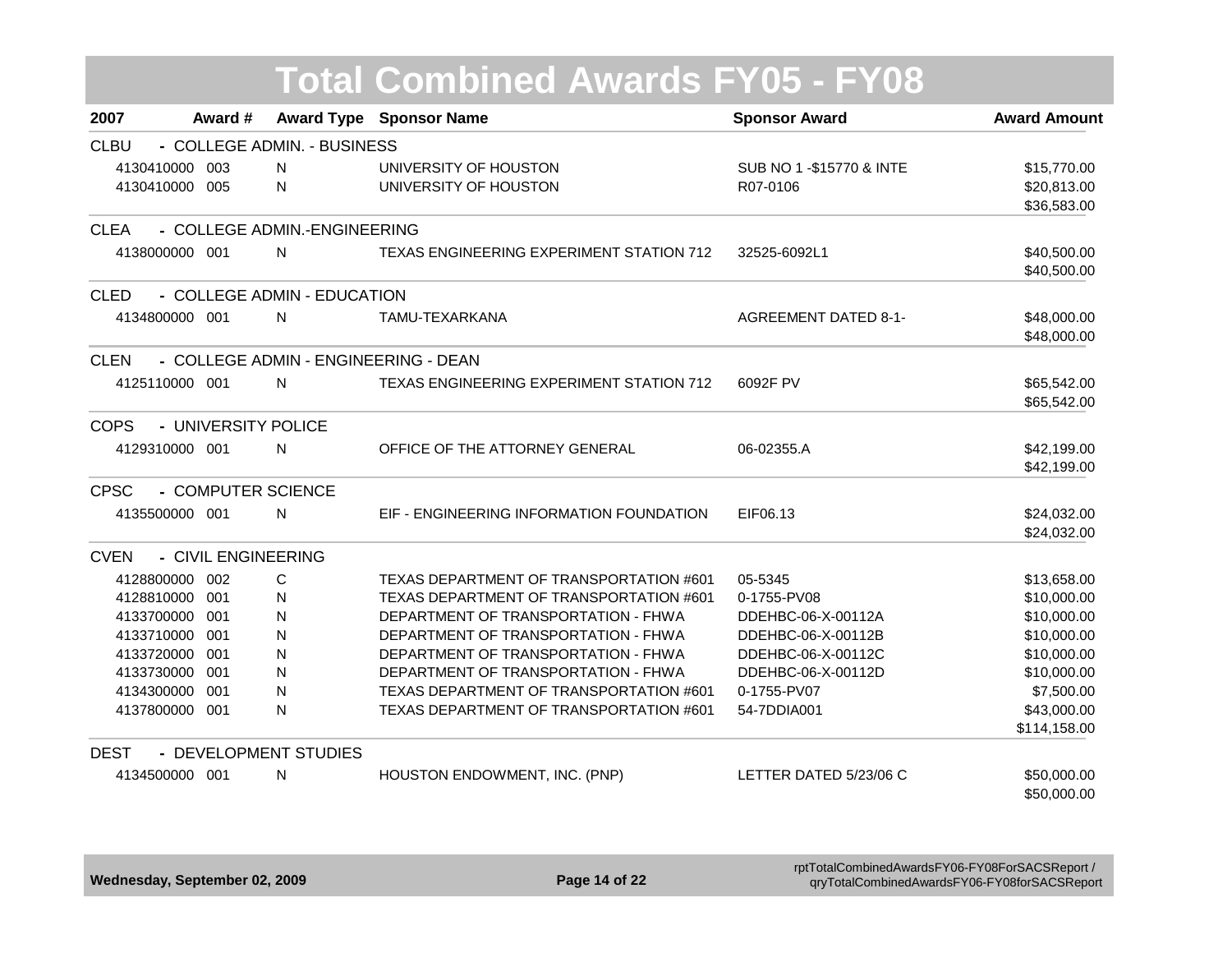# Total Combined Awards FY05 - FY08

| 2007 | Award # | Award Type | Sponsor Name | Sponsor Award | Award Amount |
|---|---|---|---|---|---|
| **CLBU - COLLEGE ADMIN. - BUSINESS** | | | | | |
| 4130410000 | 003 | N | UNIVERSITY OF HOUSTON | SUB NO 1 -$15770 & INTE | $15,770.00 |
| 4130410000 | 005 | N | UNIVERSITY OF HOUSTON | R07-0106 | $20,813.00 |
| | | | | | $36,583.00 |
| **CLEA - COLLEGE ADMIN.-ENGINEERING** | | | | | |
| 4138000000 | 001 | N | TEXAS ENGINEERING EXPERIMENT STATION 712 | 32525-6092L1 | $40,500.00 |
| | | | | | $40,500.00 |
| **CLED - COLLEGE ADMIN - EDUCATION** | | | | | |
| 4134800000 | 001 | N | TAMU-TEXARKANA | AGREEMENT DATED 8-1- | $48,000.00 |
| | | | | | $48,000.00 |
| **CLEN - COLLEGE ADMIN - ENGINEERING - DEAN** | | | | | |
| 4125110000 | 001 | N | TEXAS ENGINEERING EXPERIMENT STATION 712 | 6092F PV | $65,542.00 |
| | | | | | $65,542.00 |
| **COPS - UNIVERSITY POLICE** | | | | | |
| 4129310000 | 001 | N | OFFICE OF THE ATTORNEY GENERAL | 06-02355.A | $42,199.00 |
| | | | | | $42,199.00 |
| **CPSC - COMPUTER SCIENCE** | | | | | |
| 4135500000 | 001 | N | EIF - ENGINEERING INFORMATION FOUNDATION | EIF06.13 | $24,032.00 |
| | | | | | $24,032.00 |
| **CVEN - CIVIL ENGINEERING** | | | | | |
| 4128800000 | 002 | C | TEXAS DEPARTMENT OF TRANSPORTATION #601 | 05-5345 | $13,658.00 |
| 4128810000 | 001 | N | TEXAS DEPARTMENT OF TRANSPORTATION #601 | 0-1755-PV08 | $10,000.00 |
| 4133700000 | 001 | N | DEPARTMENT OF TRANSPORTATION - FHWA | DDEHBC-06-X-00112A | $10,000.00 |
| 4133710000 | 001 | N | DEPARTMENT OF TRANSPORTATION - FHWA | DDEHBC-06-X-00112B | $10,000.00 |
| 4133720000 | 001 | N | DEPARTMENT OF TRANSPORTATION - FHWA | DDEHBC-06-X-00112C | $10,000.00 |
| 4133730000 | 001 | N | DEPARTMENT OF TRANSPORTATION - FHWA | DDEHBC-06-X-00112D | $10,000.00 |
| 4134300000 | 001 | N | TEXAS DEPARTMENT OF TRANSPORTATION #601 | 0-1755-PV07 | $7,500.00 |
| 4137800000 | 001 | N | TEXAS DEPARTMENT OF TRANSPORTATION #601 | 54-7DDIA001 | $43,000.00 |
| | | | | | $114,158.00 |
| **DEST - DEVELOPMENT STUDIES** | | | | | |
| 4134500000 | 001 | N | HOUSTON ENDOWMENT, INC. (PNP) | LETTER DATED 5/23/06 C | $50,000.00 |
| | | | | | $50,000.00 |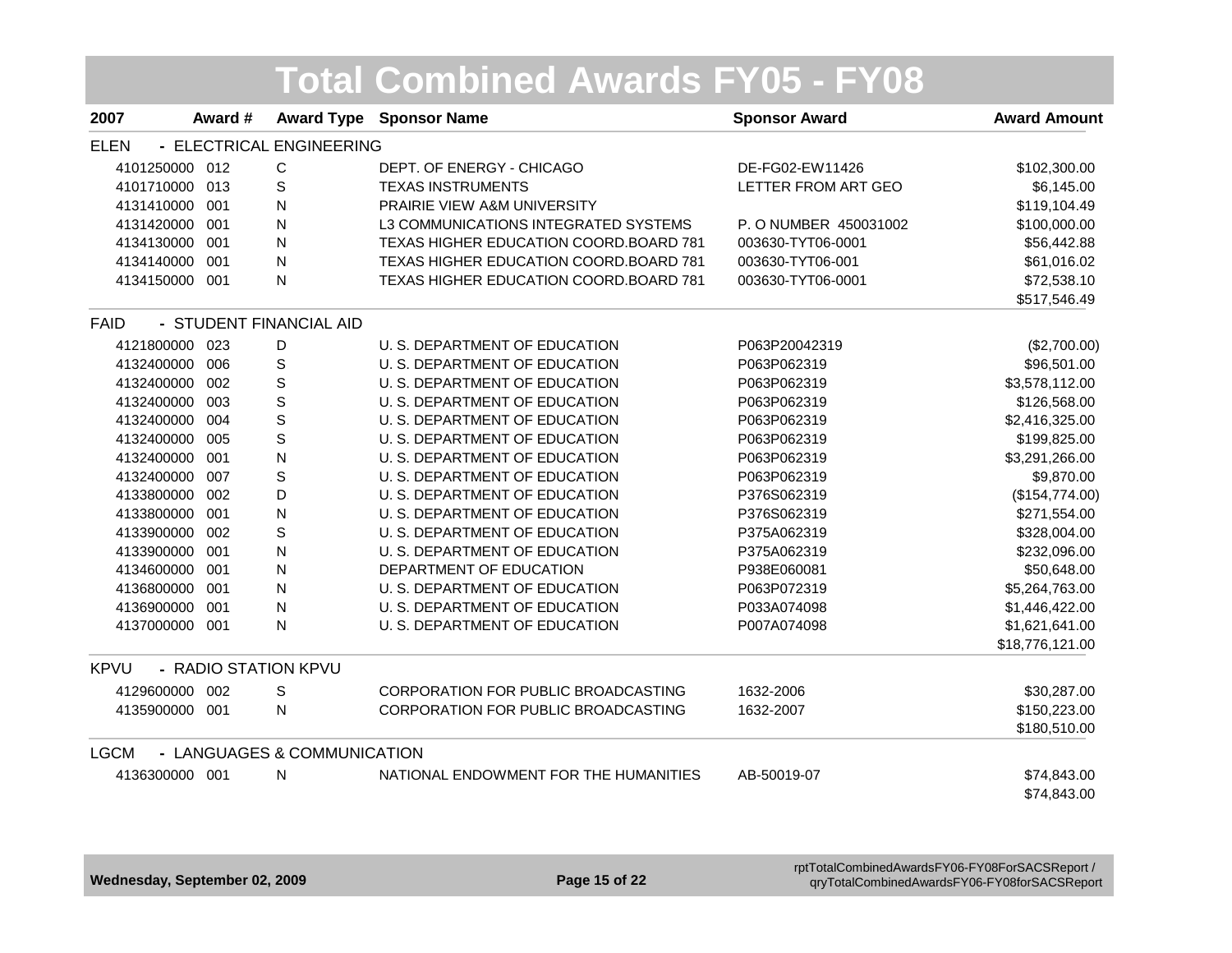# Total Combined Awards FY05 - FY08

| 2007 | Award # | Award Type | Sponsor Name | Sponsor Award | Award Amount |
|---|---|---|---|---|---|
| **ELEN - ELECTRICAL ENGINEERING** | | | | | |
| 4101250000 | 012 | C | DEPT. OF ENERGY - CHICAGO | DE-FG02-EW11426 | $102,300.00 |
| 4101710000 | 013 | S | TEXAS INSTRUMENTS | LETTER FROM ART GEO | $6,145.00 |
| 4131410000 | 001 | N | PRAIRIE VIEW A&M UNIVERSITY | | $119,104.49 |
| 4131420000 | 001 | N | L3 COMMUNICATIONS INTEGRATED SYSTEMS | P. O NUMBER 450031002 | $100,000.00 |
| 4134130000 | 001 | N | TEXAS HIGHER EDUCATION COORD.BOARD 781 | 003630-TYT06-0001 | $56,442.88 |
| 4134140000 | 001 | N | TEXAS HIGHER EDUCATION COORD.BOARD 781 | 003630-TYT06-001 | $61,016.02 |
| 4134150000 | 001 | N | TEXAS HIGHER EDUCATION COORD.BOARD 781 | 003630-TYT06-0001 | $72,538.10 |
| | | | | | $517,546.49 |
| **FAID - STUDENT FINANCIAL AID** | | | | | |
| 4121800000 | 023 | D | U. S. DEPARTMENT OF EDUCATION | P063P20042319 | ($2,700.00) |
| 4132400000 | 006 | S | U. S. DEPARTMENT OF EDUCATION | P063P062319 | $96,501.00 |
| 4132400000 | 002 | S | U. S. DEPARTMENT OF EDUCATION | P063P062319 | $3,578,112.00 |
| 4132400000 | 003 | S | U. S. DEPARTMENT OF EDUCATION | P063P062319 | $126,568.00 |
| 4132400000 | 004 | S | U. S. DEPARTMENT OF EDUCATION | P063P062319 | $2,416,325.00 |
| 4132400000 | 005 | S | U. S. DEPARTMENT OF EDUCATION | P063P062319 | $199,825.00 |
| 4132400000 | 001 | N | U. S. DEPARTMENT OF EDUCATION | P063P062319 | $3,291,266.00 |
| 4132400000 | 007 | S | U. S. DEPARTMENT OF EDUCATION | P063P062319 | $9,870.00 |
| 4133800000 | 002 | D | U. S. DEPARTMENT OF EDUCATION | P376S062319 | ($154,774.00) |
| 4133800000 | 001 | N | U. S. DEPARTMENT OF EDUCATION | P376S062319 | $271,554.00 |
| 4133900000 | 002 | S | U. S. DEPARTMENT OF EDUCATION | P375A062319 | $328,004.00 |
| 4133900000 | 001 | N | U. S. DEPARTMENT OF EDUCATION | P375A062319 | $232,096.00 |
| 4134600000 | 001 | N | DEPARTMENT OF EDUCATION | P938E060081 | $50,648.00 |
| 4136800000 | 001 | N | U. S. DEPARTMENT OF EDUCATION | P063P072319 | $5,264,763.00 |
| 4136900000 | 001 | N | U. S. DEPARTMENT OF EDUCATION | P033A074098 | $1,446,422.00 |
| 4137000000 | 001 | N | U. S. DEPARTMENT OF EDUCATION | P007A074098 | $1,621,641.00 |
| | | | | | $18,776,121.00 |
| **KPVU - RADIO STATION KPVU** | | | | | |
| 4129600000 | 002 | S | CORPORATION FOR PUBLIC BROADCASTING | 1632-2006 | $30,287.00 |
| 4135900000 | 001 | N | CORPORATION FOR PUBLIC BROADCASTING | 1632-2007 | $150,223.00 |
| | | | | | $180,510.00 |
| **LGCM - LANGUAGES & COMMUNICATION** | | | | | |
| 4136300000 | 001 | N | NATIONAL ENDOWMENT FOR THE HUMANITIES | AB-50019-07 | $74,843.00 |
| | | | | | $74,843.00 |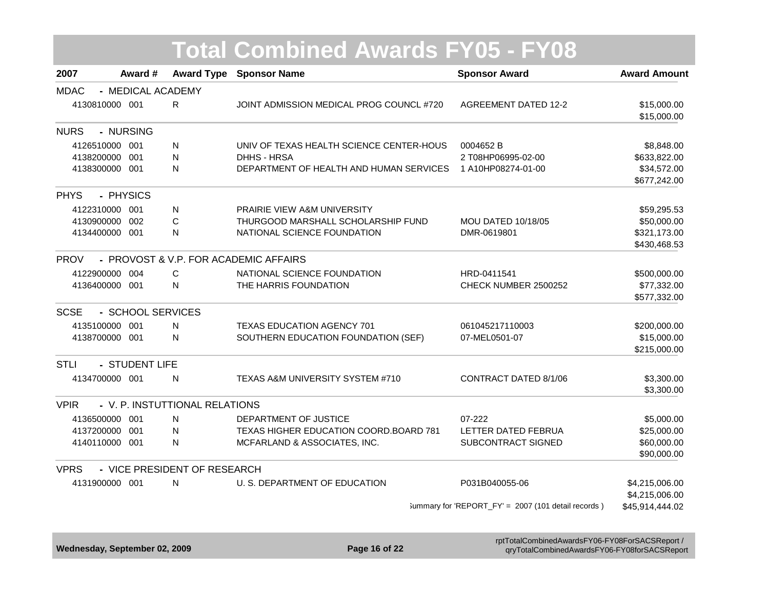# Total Combined Awards FY05 - FY08

| 2007 | Award # | Award Type | Sponsor Name | Sponsor Award | Award Amount |
|---|---|---|---|---|---|
| **MDAC - MEDICAL ACADEMY** | | | | | |
| 4130810000 | 001 | R | JOINT ADMISSION MEDICAL PROG COUNCL #720 | AGREEMENT DATED 12-2 | $15,000.00 |
| | | | | | $15,000.00 |
| **NURS - NURSING** | | | | | |
| 4126510000 | 001 | N | UNIV OF TEXAS HEALTH SCIENCE CENTER-HOUS | 0004652 B | $8,848.00 |
| 4138200000 | 001 | N | DHHS - HRSA | 2 T08HP06995-02-00 | $633,822.00 |
| 4138300000 | 001 | N | DEPARTMENT OF HEALTH AND HUMAN SERVICES | 1 A10HP08274-01-00 | $34,572.00 |
| | | | | | $677,242.00 |
| **PHYS - PHYSICS** | | | | | |
| 4122310000 | 001 | N | PRAIRIE VIEW A&M UNIVERSITY | | $59,295.53 |
| 4130900000 | 002 | C | THURGOOD MARSHALL SCHOLARSHIP FUND | MOU DATED 10/18/05 | $50,000.00 |
| 4134400000 | 001 | N | NATIONAL SCIENCE FOUNDATION | DMR-0619801 | $321,173.00 |
| | | | | | $430,468.53 |
| **PROV - PROVOST & V.P. FOR ACADEMIC AFFAIRS** | | | | | |
| 4122900000 | 004 | C | NATIONAL SCIENCE FOUNDATION | HRD-0411541 | $500,000.00 |
| 4136400000 | 001 | N | THE HARRIS FOUNDATION | CHECK NUMBER 2500252 | $77,332.00 |
| | | | | | $577,332.00 |
| **SCSE - SCHOOL SERVICES** | | | | | |
| 4135100000 | 001 | N | TEXAS EDUCATION AGENCY 701 | 061045217110003 | $200,000.00 |
| 4138700000 | 001 | N | SOUTHERN EDUCATION FOUNDATION (SEF) | 07-MEL0501-07 | $15,000.00 |
| | | | | | $215,000.00 |
| **STLI - STUDENT LIFE** | | | | | |
| 4134700000 | 001 | N | TEXAS A&M UNIVERSITY SYSTEM #710 | CONTRACT DATED 8/1/06 | $3,300.00 |
| | | | | | $3,300.00 |
| **VPIR - V. P. INSTUTTIONAL RELATIONS** | | | | | |
| 4136500000 | 001 | N | DEPARTMENT OF JUSTICE | 07-222 | $5,000.00 |
| 4137200000 | 001 | N | TEXAS HIGHER EDUCATION COORD.BOARD 781 | LETTER DATED FEBRUA | $25,000.00 |
| 4140110000 | 001 | N | MCFARLAND & ASSOCIATES, INC. | SUBCONTRACT SIGNED | $60,000.00 |
| | | | | | $90,000.00 |
| **VPRS - VICE PRESIDENT OF RESEARCH** | | | | | |
| 4131900000 | 001 | N | U. S. DEPARTMENT OF EDUCATION | P031B040055-06 | $4,215,006.00 |
| | | | | | $4,215,006.00 |
| | | | | Summary for 'REPORT_FY' = 2007 (101 detail records) | $45,914,444.02 |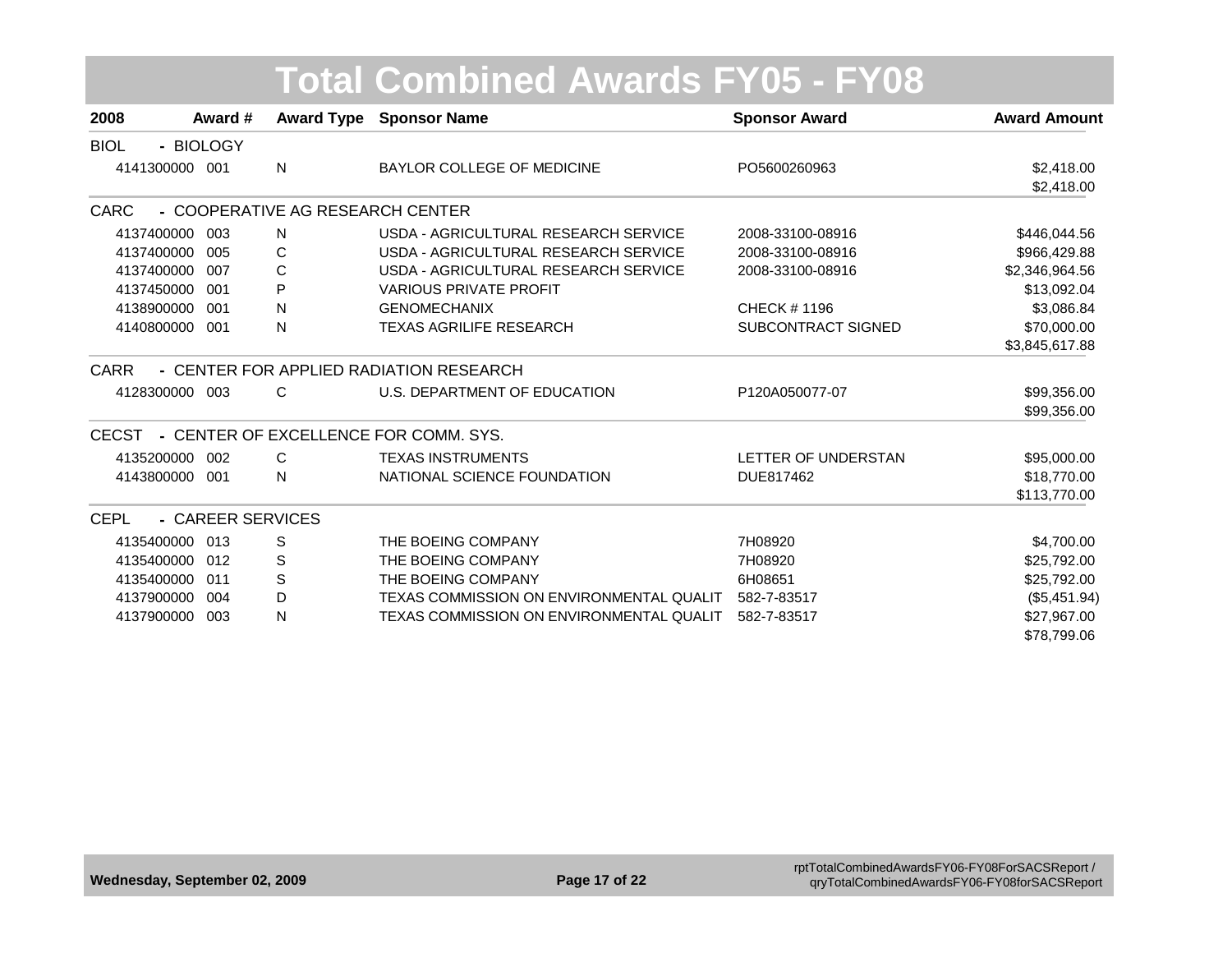# Total Combined Awards FY05 - FY08

| 2008 | Award # | Award Type | Sponsor Name | Sponsor Award | Award Amount |
|---|---|---|---|---|---|
| **BIOL - BIOLOGY** | | | | | |
| 4141300000 | 001 | N | BAYLOR COLLEGE OF MEDICINE | PO5600260963 | $2,418.00 |
| | | | | | $2,418.00 |
| **CARC - COOPERATIVE AG RESEARCH CENTER** | | | | | |
| 4137400000 | 003 | N | USDA - AGRICULTURAL RESEARCH SERVICE | 2008-33100-08916 | $446,044.56 |
| 4137400000 | 005 | C | USDA - AGRICULTURAL RESEARCH SERVICE | 2008-33100-08916 | $966,429.88 |
| 4137400000 | 007 | C | USDA - AGRICULTURAL RESEARCH SERVICE | 2008-33100-08916 | $2,346,964.56 |
| 4137450000 | 001 | P | VARIOUS PRIVATE PROFIT | | $13,092.04 |
| 4138900000 | 001 | N | GENOMECHANIX | CHECK # 1196 | $3,086.84 |
| 4140800000 | 001 | N | TEXAS AGRILIFE RESEARCH | SUBCONTRACT SIGNED | $70,000.00 |
| | | | | | $3,845,617.88 |
| **CARR - CENTER FOR APPLIED RADIATION RESEARCH** | | | | | |
| 4128300000 | 003 | C | U.S. DEPARTMENT OF EDUCATION | P120A050077-07 | $99,356.00 |
| | | | | | $99,356.00 |
| **CECST - CENTER OF EXCELLENCE FOR COMM. SYS.** | | | | | |
| 4135200000 | 002 | C | TEXAS INSTRUMENTS | LETTER OF UNDERSTAN | $95,000.00 |
| 4143800000 | 001 | N | NATIONAL SCIENCE FOUNDATION | DUE817462 | $18,770.00 |
| | | | | | $113,770.00 |
| **CEPL - CAREER SERVICES** | | | | | |
| 4135400000 | 013 | S | THE BOEING COMPANY | 7H08920 | $4,700.00 |
| 4135400000 | 012 | S | THE BOEING COMPANY | 7H08920 | $25,792.00 |
| 4135400000 | 011 | S | THE BOEING COMPANY | 6H08651 | $25,792.00 |
| 4137900000 | 004 | D | TEXAS COMMISSION ON ENVIRONMENTAL QUALIT | 582-7-83517 | ($5,451.94) |
| 4137900000 | 003 | N | TEXAS COMMISSION ON ENVIRONMENTAL QUALIT | 582-7-83517 | $27,967.00 |
| | | | | | $78,799.06 |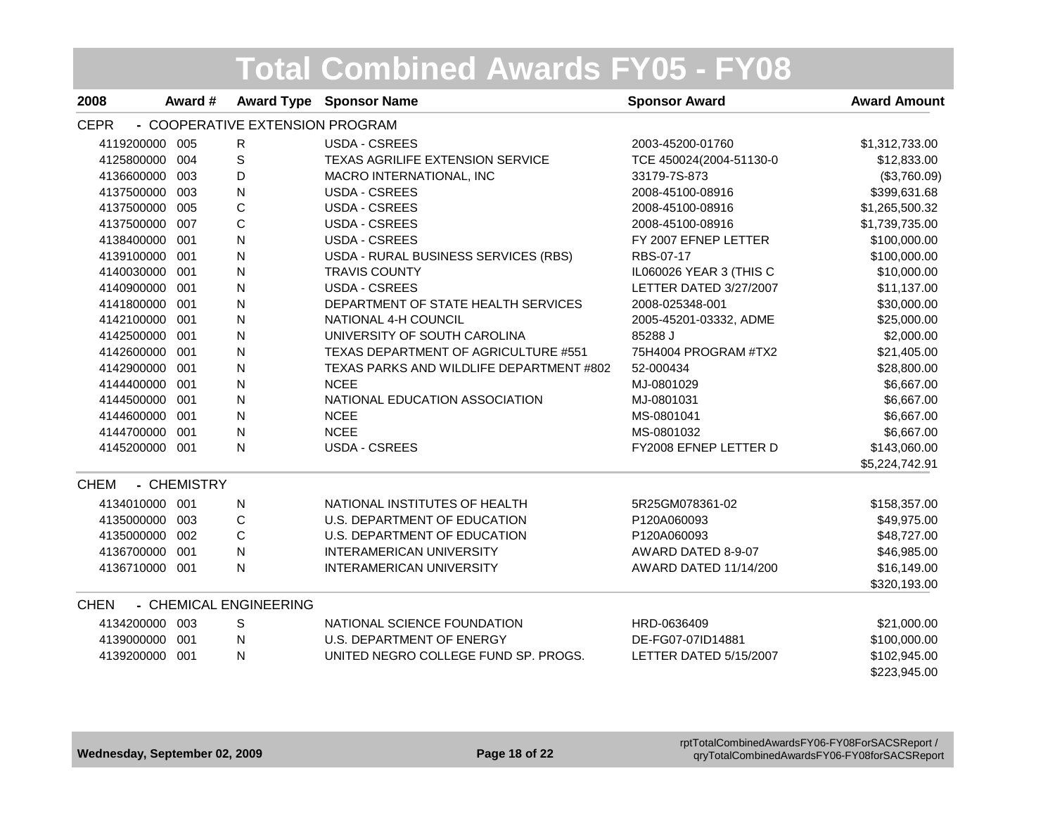# Total Combined Awards FY05 - FY08

| 2008 | Award # | Award Type | Sponsor Name | Sponsor Award | Award Amount |
|---|---|---|---|---|---|
| **CEPR - COOPERATIVE EXTENSION PROGRAM** | | | | | |
| 4119200000 | 005 | R | USDA - CSREES | 2003-45200-01760 | $1,312,733.00 |
| 4125800000 | 004 | S | TEXAS AGRILIFE EXTENSION SERVICE | TCE 450024(2004-51130-0 | $12,833.00 |
| 4136600000 | 003 | D | MACRO INTERNATIONAL, INC | 33179-7S-873 | ($3,760.09) |
| 4137500000 | 003 | N | USDA - CSREES | 2008-45100-08916 | $399,631.68 |
| 4137500000 | 005 | C | USDA - CSREES | 2008-45100-08916 | $1,265,500.32 |
| 4137500000 | 007 | C | USDA - CSREES | 2008-45100-08916 | $1,739,735.00 |
| 4138400000 | 001 | N | USDA - CSREES | FY 2007 EFNEP LETTER | $100,000.00 |
| 4139100000 | 001 | N | USDA - RURAL BUSINESS SERVICES (RBS) | RBS-07-17 | $100,000.00 |
| 4140030000 | 001 | N | TRAVIS COUNTY | IL060026 YEAR 3 (THIS C | $10,000.00 |
| 4140900000 | 001 | N | USDA - CSREES | LETTER DATED 3/27/2007 | $11,137.00 |
| 4141800000 | 001 | N | DEPARTMENT OF STATE HEALTH SERVICES | 2008-025348-001 | $30,000.00 |
| 4142100000 | 001 | N | NATIONAL 4-H COUNCIL | 2005-45201-03332, ADME | $25,000.00 |
| 4142500000 | 001 | N | UNIVERSITY OF SOUTH CAROLINA | 85288 J | $2,000.00 |
| 4142600000 | 001 | N | TEXAS DEPARTMENT OF AGRICULTURE #551 | 75H4004 PROGRAM #TX2 | $21,405.00 |
| 4142900000 | 001 | N | TEXAS PARKS AND WILDLIFE DEPARTMENT #802 | 52-000434 | $28,800.00 |
| 4144400000 | 001 | N | NCEE | MJ-0801029 | $6,667.00 |
| 4144500000 | 001 | N | NATIONAL EDUCATION ASSOCIATION | MJ-0801031 | $6,667.00 |
| 4144600000 | 001 | N | NCEE | MS-0801041 | $6,667.00 |
| 4144700000 | 001 | N | NCEE | MS-0801032 | $6,667.00 |
| 4145200000 | 001 | N | USDA - CSREES | FY2008 EFNEP LETTER D | $143,060.00 |
| | | | | | $5,224,742.91 |
| **CHEM - CHEMISTRY** | | | | | |
| 4134010000 | 001 | N | NATIONAL INSTITUTES OF HEALTH | 5R25GM078361-02 | $158,357.00 |
| 4135000000 | 003 | C | U.S. DEPARTMENT OF EDUCATION | P120A060093 | $49,975.00 |
| 4135000000 | 002 | C | U.S. DEPARTMENT OF EDUCATION | P120A060093 | $48,727.00 |
| 4136700000 | 001 | N | INTERAMERICAN UNIVERSITY | AWARD DATED 8-9-07 | $46,985.00 |
| 4136710000 | 001 | N | INTERAMERICAN UNIVERSITY | AWARD DATED 11/14/200 | $16,149.00 |
| | | | | | $320,193.00 |
| **CHEN - CHEMICAL ENGINEERING** | | | | | |
| 4134200000 | 003 | S | NATIONAL SCIENCE FOUNDATION | HRD-0636409 | $21,000.00 |
| 4139000000 | 001 | N | U.S. DEPARTMENT OF ENERGY | DE-FG07-07ID14881 | $100,000.00 |
| 4139200000 | 001 | N | UNITED NEGRO COLLEGE FUND SP. PROGS. | LETTER DATED 5/15/2007 | $102,945.00 |
| | | | | | $223,945.00 |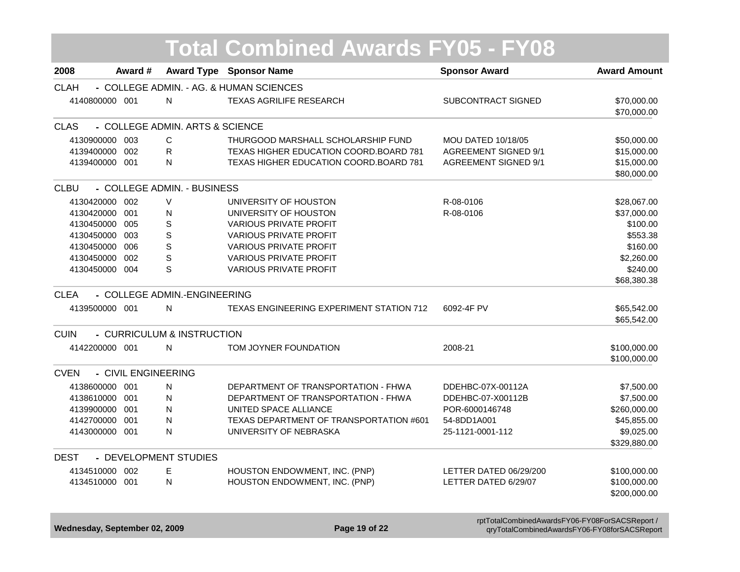# Total Combined Awards FY05 - FY08

| 2008 | Award # | Award Type | Sponsor Name | Sponsor Award | Award Amount |
|---|---|---|---|---|---|
| **CLAH - COLLEGE ADMIN. - AG. & HUMAN SCIENCES** | | | | | |
| 4140800000 | 001 | N | TEXAS AGRILIFE RESEARCH | SUBCONTRACT SIGNED | $70,000.00 |
| | | | | | $70,000.00 |
| **CLAS - COLLEGE ADMIN. ARTS & SCIENCE** | | | | | |
| 4130900000 | 003 | C | THURGOOD MARSHALL SCHOLARSHIP FUND | MOU DATED 10/18/05 | $50,000.00 |
| 4139400000 | 002 | R | TEXAS HIGHER EDUCATION COORD.BOARD 781 | AGREEMENT SIGNED 9/1 | $15,000.00 |
| 4139400000 | 001 | N | TEXAS HIGHER EDUCATION COORD.BOARD 781 | AGREEMENT SIGNED 9/1 | $15,000.00 |
| | | | | | $80,000.00 |
| **CLBU - COLLEGE ADMIN. - BUSINESS** | | | | | |
| 4130420000 | 002 | V | UNIVERSITY OF HOUSTON | R-08-0106 | $28,067.00 |
| 4130420000 | 001 | N | UNIVERSITY OF HOUSTON | R-08-0106 | $37,000.00 |
| 4130450000 | 005 | S | VARIOUS PRIVATE PROFIT | | $100.00 |
| 4130450000 | 003 | S | VARIOUS PRIVATE PROFIT | | $553.38 |
| 4130450000 | 006 | S | VARIOUS PRIVATE PROFIT | | $160.00 |
| 4130450000 | 002 | S | VARIOUS PRIVATE PROFIT | | $2,260.00 |
| 4130450000 | 004 | S | VARIOUS PRIVATE PROFIT | | $240.00 |
| | | | | | $68,380.38 |
| **CLEA - COLLEGE ADMIN.-ENGINEERING** | | | | | |
| 4139500000 | 001 | N | TEXAS ENGINEERING EXPERIMENT STATION 712 | 6092-4F PV | $65,542.00 |
| | | | | | $65,542.00 |
| **CUIN - CURRICULUM & INSTRUCTION** | | | | | |
| 4142200000 | 001 | N | TOM JOYNER FOUNDATION | 2008-21 | $100,000.00 |
| | | | | | $100,000.00 |
| **CVEN - CIVIL ENGINEERING** | | | | | |
| 4138600000 | 001 | N | DEPARTMENT OF TRANSPORTATION - FHWA | DDEHBC-07X-00112A | $7,500.00 |
| 4138610000 | 001 | N | DEPARTMENT OF TRANSPORTATION - FHWA | DDEHBC-07-X00112B | $7,500.00 |
| 4139900000 | 001 | N | UNITED SPACE ALLIANCE | POR-6000146748 | $260,000.00 |
| 4142700000 | 001 | N | TEXAS DEPARTMENT OF TRANSPORTATION #601 | 54-8DD1A001 | $45,855.00 |
| 4143000000 | 001 | N | UNIVERSITY OF NEBRASKA | 25-1121-0001-112 | $9,025.00 |
| | | | | | $329,880.00 |
| **DEST - DEVELOPMENT STUDIES** | | | | | |
| 4134510000 | 002 | E | HOUSTON ENDOWMENT, INC. (PNP) | LETTER DATED 06/29/200 | $100,000.00 |
| 4134510000 | 001 | N | HOUSTON ENDOWMENT, INC. (PNP) | LETTER DATED 6/29/07 | $100,000.00 |
| | | | | | $200,000.00 |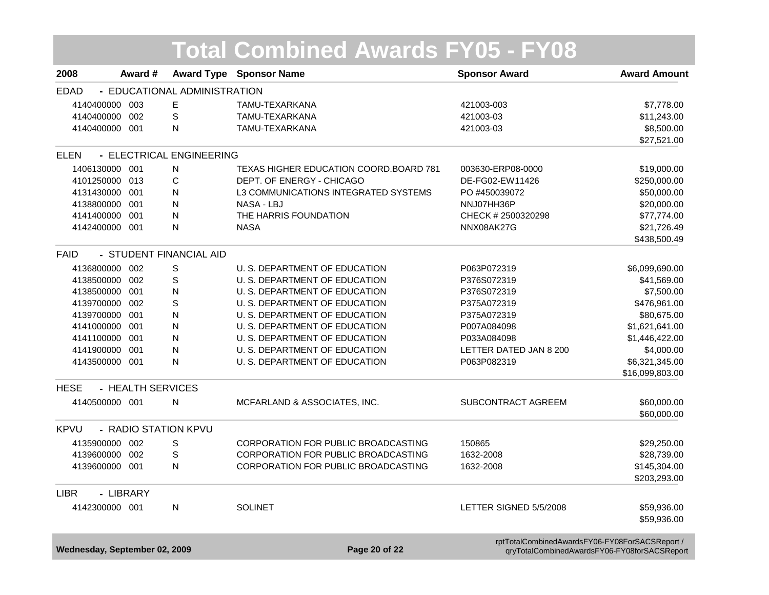# Total Combined Awards FY05 - FY08

| 2008 | Award # | Award Type | Sponsor Name | Sponsor Award | Award Amount |
|---|---|---|---|---|---|
| **EDAD - EDUCATIONAL ADMINISTRATION** | | | | | |
| 4140400000 | 003 | E | TAMU-TEXARKANA | 421003-003 | $7,778.00 |
| 4140400000 | 002 | S | TAMU-TEXARKANA | 421003-03 | $11,243.00 |
| 4140400000 | 001 | N | TAMU-TEXARKANA | 421003-03 | $8,500.00 |
| | | | | | $27,521.00 |
| **ELEN - ELECTRICAL ENGINEERING** | | | | | |
| 1406130000 | 001 | N | TEXAS HIGHER EDUCATION COORD.BOARD 781 | 003630-ERP08-0000 | $19,000.00 |
| 4101250000 | 013 | C | DEPT. OF ENERGY - CHICAGO | DE-FG02-EW11426 | $250,000.00 |
| 4131430000 | 001 | N | L3 COMMUNICATIONS INTEGRATED SYSTEMS | PO #450039072 | $50,000.00 |
| 4138800000 | 001 | N | NASA - LBJ | NNJ07HH36P | $20,000.00 |
| 4141400000 | 001 | N | THE HARRIS FOUNDATION | CHECK # 2500320298 | $77,774.00 |
| 4142400000 | 001 | N | NASA | NNX08AK27G | $21,726.49 |
| | | | | | $438,500.49 |
| **FAID - STUDENT FINANCIAL AID** | | | | | |
| 4136800000 | 002 | S | U. S. DEPARTMENT OF EDUCATION | P063P072319 | $6,099,690.00 |
| 4138500000 | 002 | S | U. S. DEPARTMENT OF EDUCATION | P376S072319 | $41,569.00 |
| 4138500000 | 001 | N | U. S. DEPARTMENT OF EDUCATION | P376S072319 | $7,500.00 |
| 4139700000 | 002 | S | U. S. DEPARTMENT OF EDUCATION | P375A072319 | $476,961.00 |
| 4139700000 | 001 | N | U. S. DEPARTMENT OF EDUCATION | P375A072319 | $80,675.00 |
| 4141000000 | 001 | N | U. S. DEPARTMENT OF EDUCATION | P007A084098 | $1,621,641.00 |
| 4141100000 | 001 | N | U. S. DEPARTMENT OF EDUCATION | P033A084098 | $1,446,422.00 |
| 4141900000 | 001 | N | U. S. DEPARTMENT OF EDUCATION | LETTER DATED JAN 8 200 | $4,000.00 |
| 4143500000 | 001 | N | U. S. DEPARTMENT OF EDUCATION | P063P082319 | $6,321,345.00 |
| | | | | | $16,099,803.00 |
| **HESE - HEALTH SERVICES** | | | | | |
| 4140500000 | 001 | N | MCFARLAND & ASSOCIATES, INC. | SUBCONTRACT AGREEM | $60,000.00 |
| | | | | | $60,000.00 |
| **KPVU - RADIO STATION KPVU** | | | | | |
| 4135900000 | 002 | S | CORPORATION FOR PUBLIC BROADCASTING | 150865 | $29,250.00 |
| 4139600000 | 002 | S | CORPORATION FOR PUBLIC BROADCASTING | 1632-2008 | $28,739.00 |
| 4139600000 | 001 | N | CORPORATION FOR PUBLIC BROADCASTING | 1632-2008 | $145,304.00 |
| | | | | | $203,293.00 |
| **LIBR - LIBRARY** | | | | | |
| 4142300000 | 001 | N | SOLINET | LETTER SIGNED 5/5/2008 | $59,936.00 |
| | | | | | $59,936.00 |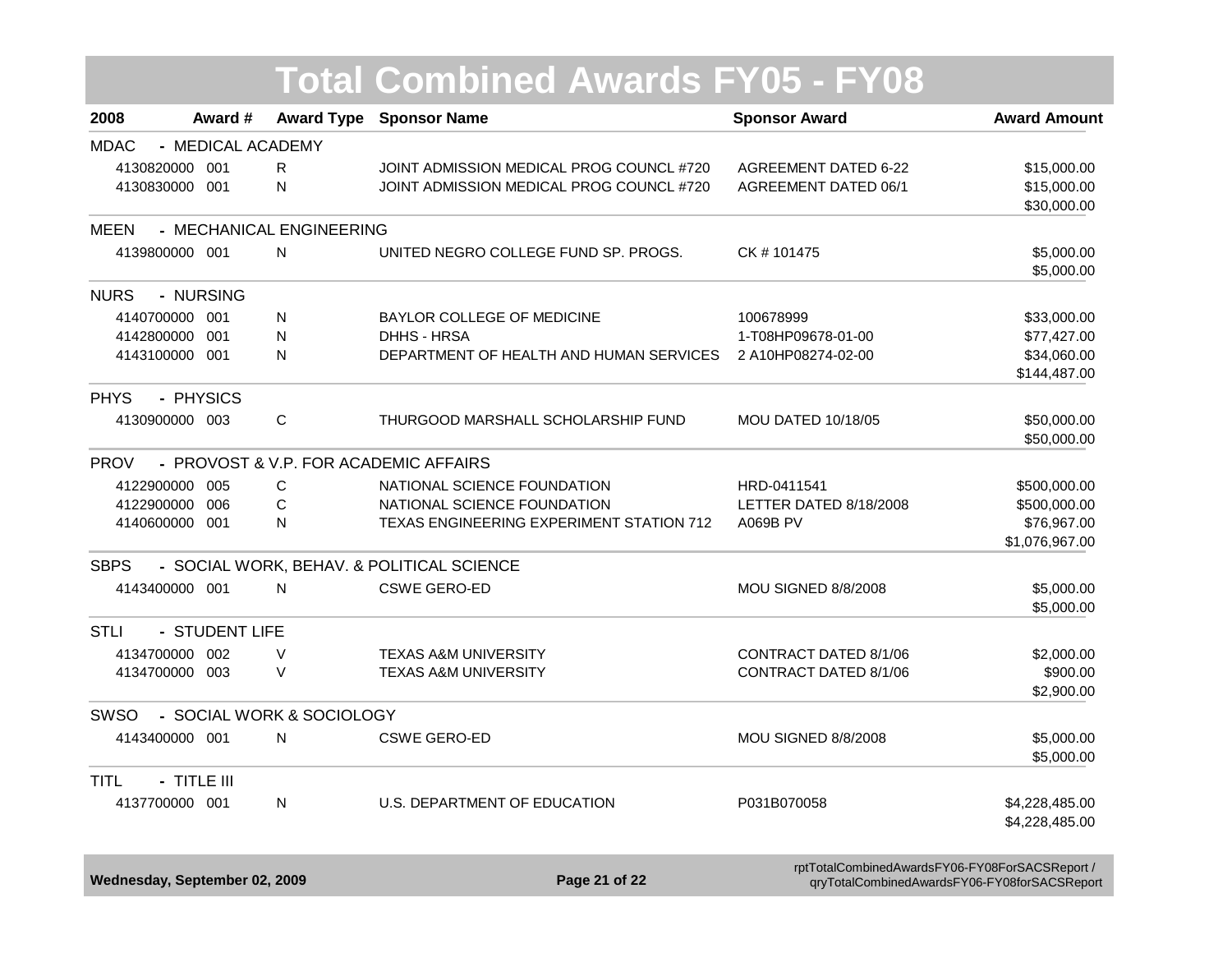# Total Combined Awards FY05 - FY08

| 2008 | Award # | Award Type | Sponsor Name | Sponsor Award | Award Amount |
|---|---|---|---|---|---|
| **MDAC - MEDICAL ACADEMY** | | | | | |
| 4130820000 | 001 | R | JOINT ADMISSION MEDICAL PROG COUNCL #720 | AGREEMENT DATED 6-22 | $15,000.00 |
| 4130830000 | 001 | N | JOINT ADMISSION MEDICAL PROG COUNCL #720 | AGREEMENT DATED 06/1 | $15,000.00 |
| | | | | | $30,000.00 |
| **MEEN - MECHANICAL ENGINEERING** | | | | | |
| 4139800000 | 001 | N | UNITED NEGRO COLLEGE FUND SP. PROGS. | CK # 101475 | $5,000.00 |
| | | | | | $5,000.00 |
| **NURS - NURSING** | | | | | |
| 4140700000 | 001 | N | BAYLOR COLLEGE OF MEDICINE | 100678999 | $33,000.00 |
| 4142800000 | 001 | N | DHHS - HRSA | 1-T08HP09678-01-00 | $77,427.00 |
| 4143100000 | 001 | N | DEPARTMENT OF HEALTH AND HUMAN SERVICES | 2 A10HP08274-02-00 | $34,060.00 |
| | | | | | $144,487.00 |
| **PHYS - PHYSICS** | | | | | |
| 4130900000 | 003 | C | THURGOOD MARSHALL SCHOLARSHIP FUND | MOU DATED 10/18/05 | $50,000.00 |
| | | | | | $50,000.00 |
| **PROV - PROVOST & V.P. FOR ACADEMIC AFFAIRS** | | | | | |
| 4122900000 | 005 | C | NATIONAL SCIENCE FOUNDATION | HRD-0411541 | $500,000.00 |
| 4122900000 | 006 | C | NATIONAL SCIENCE FOUNDATION | LETTER DATED 8/18/2008 | $500,000.00 |
| 4140600000 | 001 | N | TEXAS ENGINEERING EXPERIMENT STATION 712 | A069B PV | $76,967.00 |
| | | | | | $1,076,967.00 |
| **SBPS - SOCIAL WORK, BEHAV. & POLITICAL SCIENCE** | | | | | |
| 4143400000 | 001 | N | CSWE GERO-ED | MOU SIGNED 8/8/2008 | $5,000.00 |
| | | | | | $5,000.00 |
| **STLI - STUDENT LIFE** | | | | | |
| 4134700000 | 002 | V | TEXAS A&M UNIVERSITY | CONTRACT DATED 8/1/06 | $2,000.00 |
| 4134700000 | 003 | V | TEXAS A&M UNIVERSITY | CONTRACT DATED 8/1/06 | $900.00 |
| | | | | | $2,900.00 |
| **SWSO - SOCIAL WORK & SOCIOLOGY** | | | | | |
| 4143400000 | 001 | N | CSWE GERO-ED | MOU SIGNED 8/8/2008 | $5,000.00 |
| | | | | | $5,000.00 |
| **TITL - TITLE III** | | | | | |
| 4137700000 | 001 | N | U.S. DEPARTMENT OF EDUCATION | P031B070058 | $4,228,485.00 |
| | | | | | $4,228,485.00 |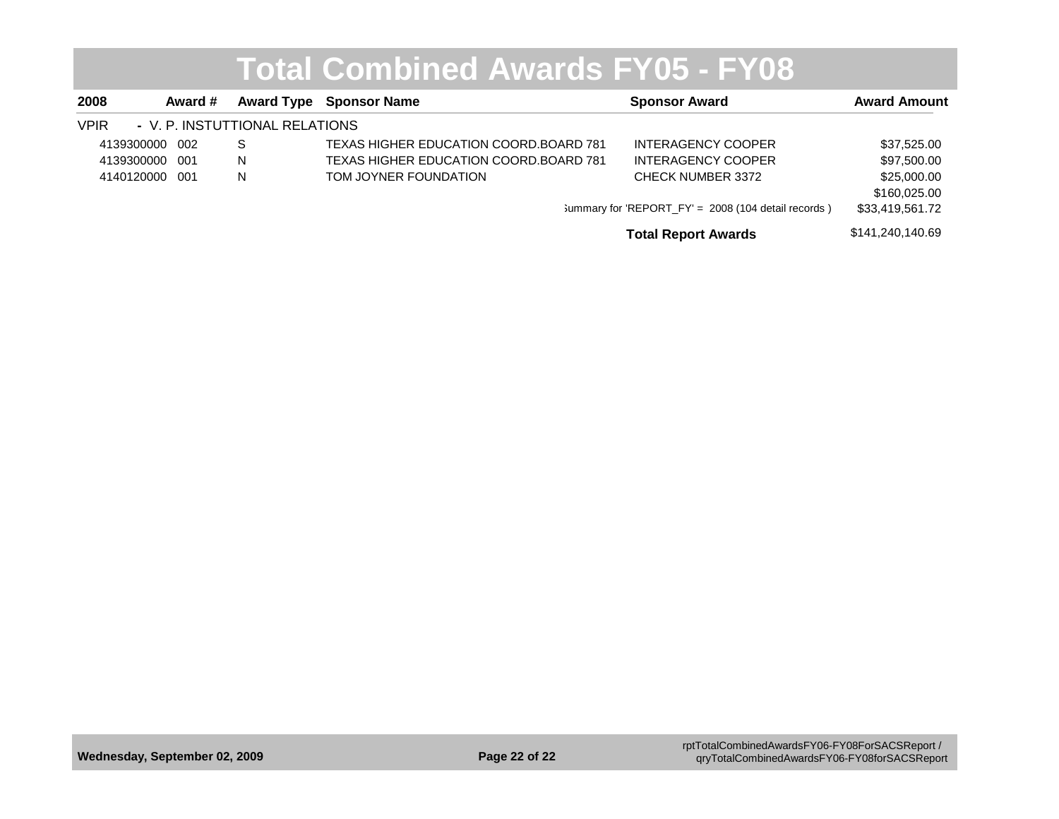# Total Combined Awards FY05 - FY08

| 2008 | Award # | Award Type | Sponsor Name | Sponsor Award | Award Amount |
|---|---|---|---|---|---|
| VPIR | - V. P. INSTUTTIONAL RELATIONS | | | | |
| 4139300000 | 002 | S | TEXAS HIGHER EDUCATION COORD.BOARD 781 | INTERAGENCY COOPER | $37,525.00 |
| 4139300000 | 001 | N | TEXAS HIGHER EDUCATION COORD.BOARD 781 | INTERAGENCY COOPER | $97,500.00 |
| 4140120000 | 001 | N | TOM JOYNER FOUNDATION | CHECK NUMBER 3372 | $25,000.00 |
| | | | | | $160,025.00 |
| | | | | Summary for 'REPORT_FY' = 2008 (104 detail records ) | $33,419,561.72 |
| | | | | **Total Report Awards** | $141,240,140.69 |

rptTotalCombinedAwardsFY06-FY08ForSACSReport / qryTotalCombinedAwardsFY06-FY08forSACSReport